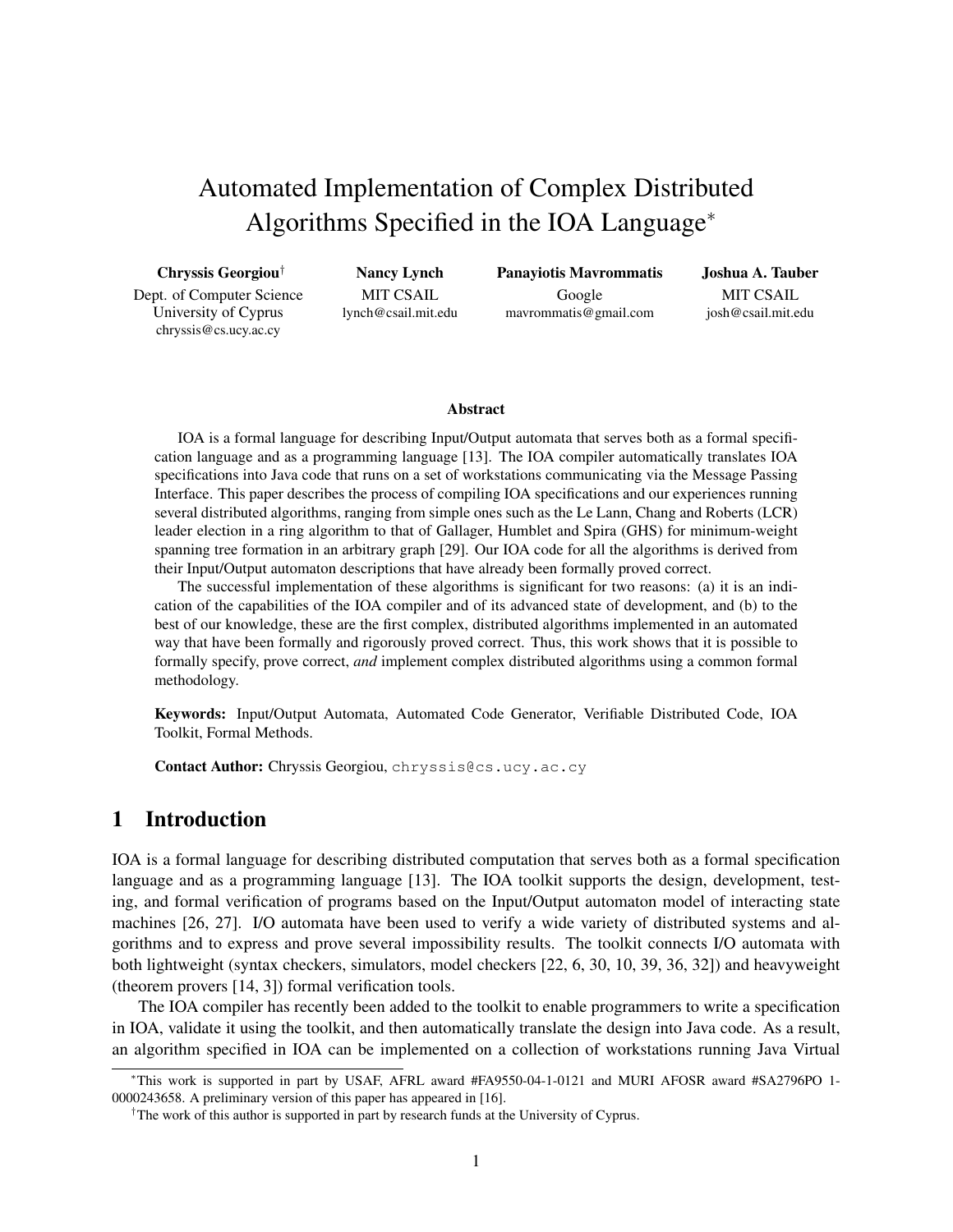# Automated Implementation of Complex Distributed Algorithms Specified in the IOA Language*

**Chryssis Georgiou**[†]
Dept. of Computer Science
University of Cyprus
chryssis@cs.ucy.ac.cy

**Nancy Lynch**
MIT CSAIL
lynch@csail.mit.edu

**Panayiotis Mavrommatis**
Google
mavrommatis@gmail.com

**Joshua A. Tauber**
MIT CSAIL
josh@csail.mit.edu

### Abstract

IOA is a formal language for describing Input/Output automata that serves both as a formal specification language and as a programming language [13]. The IOA compiler automatically translates IOA specifications into Java code that runs on a set of workstations communicating via the Message Passing Interface. This paper describes the process of compiling IOA specifications and our experiences running several distributed algorithms, ranging from simple ones such as the Le Lann, Chang and Roberts (LCR) leader election in a ring algorithm to that of Gallager, Humblet and Spira (GHS) for minimum-weight spanning tree formation in an arbitrary graph [29]. Our IOA code for all the algorithms is derived from their Input/Output automaton descriptions that have already been formally proved correct.

The successful implementation of these algorithms is significant for two reasons: (a) it is an indication of the capabilities of the IOA compiler and of its advanced state of development, and (b) to the best of our knowledge, these are the first complex, distributed algorithms implemented in an automated way that have been formally and rigorously proved correct. Thus, this work shows that it is possible to formally specify, prove correct, *and* implement complex distributed algorithms using a common formal methodology.

**Keywords:** Input/Output Automata, Automated Code Generator, Verifiable Distributed Code, IOA Toolkit, Formal Methods.

**Contact Author:** Chryssis Georgiou, chryssis@cs.ucy.ac.cy

## 1 Introduction

IOA is a formal language for describing distributed computation that serves both as a formal specification language and as a programming language [13]. The IOA toolkit supports the design, development, testing, and formal verification of programs based on the Input/Output automaton model of interacting state machines [26, 27]. I/O automata have been used to verify a wide variety of distributed systems and algorithms and to express and prove several impossibility results. The toolkit connects I/O automata with both lightweight (syntax checkers, simulators, model checkers [22, 6, 30, 10, 39, 36, 32]) and heavyweight (theorem provers [14, 3]) formal verification tools.

The IOA compiler has recently been added to the toolkit to enable programmers to write a specification in IOA, validate it using the toolkit, and then automatically translate the design into Java code. As a result, an algorithm specified in IOA can be implemented on a collection of workstations running Java Virtual

*This work is supported in part by USAF, AFRL award #FA9550-04-1-0121 and MURI AFOSR award #SA2796PO 1-0000243658. A preliminary version of this paper has appeared in [16].

[†]The work of this author is supported in part by research funds at the University of Cyprus.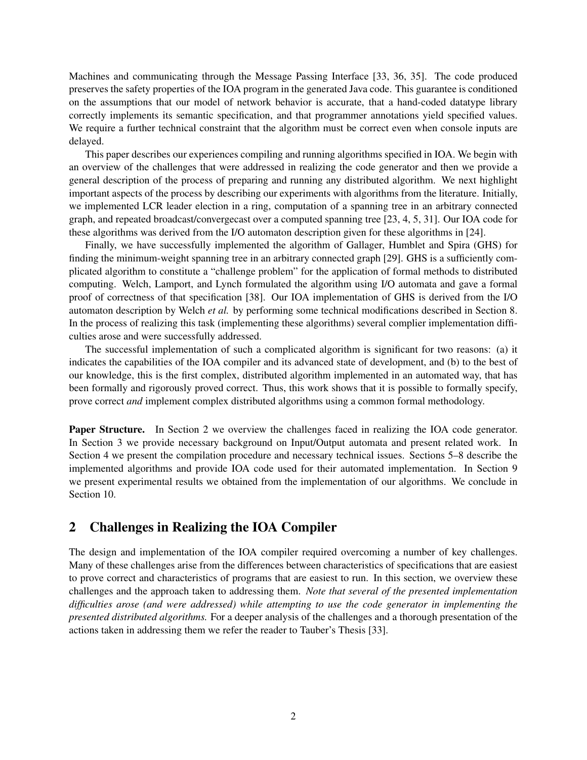Machines and communicating through the Message Passing Interface [33, 36, 35]. The code produced preserves the safety properties of the IOA program in the generated Java code. This guarantee is conditioned on the assumptions that our model of network behavior is accurate, that a hand-coded datatype library correctly implements its semantic specification, and that programmer annotations yield specified values. We require a further technical constraint that the algorithm must be correct even when console inputs are delayed.

This paper describes our experiences compiling and running algorithms specified in IOA. We begin with an overview of the challenges that were addressed in realizing the code generator and then we provide a general description of the process of preparing and running any distributed algorithm. We next highlight important aspects of the process by describing our experiments with algorithms from the literature. Initially, we implemented LCR leader election in a ring, computation of a spanning tree in an arbitrary connected graph, and repeated broadcast/convergecast over a computed spanning tree [23, 4, 5, 31]. Our IOA code for these algorithms was derived from the I/O automaton description given for these algorithms in [24].

Finally, we have successfully implemented the algorithm of Gallager, Humblet and Spira (GHS) for finding the minimum-weight spanning tree in an arbitrary connected graph [29]. GHS is a sufficiently complicated algorithm to constitute a "challenge problem" for the application of formal methods to distributed computing. Welch, Lamport, and Lynch formulated the algorithm using I/O automata and gave a formal proof of correctness of that specification [38]. Our IOA implementation of GHS is derived from the I/O automaton description by Welch *et al.* by performing some technical modifications described in Section 8. In the process of realizing this task (implementing these algorithms) several complier implementation difficulties arose and were successfully addressed.

The successful implementation of such a complicated algorithm is significant for two reasons: (a) it indicates the capabilities of the IOA compiler and its advanced state of development, and (b) to the best of our knowledge, this is the first complex, distributed algorithm implemented in an automated way, that has been formally and rigorously proved correct. Thus, this work shows that it is possible to formally specify, prove correct *and* implement complex distributed algorithms using a common formal methodology.

**Paper Structure.** In Section 2 we overview the challenges faced in realizing the IOA code generator. In Section 3 we provide necessary background on Input/Output automata and present related work. In Section 4 we present the compilation procedure and necessary technical issues. Sections 5–8 describe the implemented algorithms and provide IOA code used for their automated implementation. In Section 9 we present experimental results we obtained from the implementation of our algorithms. We conclude in Section 10.

## 2 Challenges in Realizing the IOA Compiler

The design and implementation of the IOA compiler required overcoming a number of key challenges. Many of these challenges arise from the differences between characteristics of specifications that are easiest to prove correct and characteristics of programs that are easiest to run. In this section, we overview these challenges and the approach taken to addressing them. *Note that several of the presented implementation difficulties arose (and were addressed) while attempting to use the code generator in implementing the presented distributed algorithms.* For a deeper analysis of the challenges and a thorough presentation of the actions taken in addressing them we refer the reader to Tauber's Thesis [33].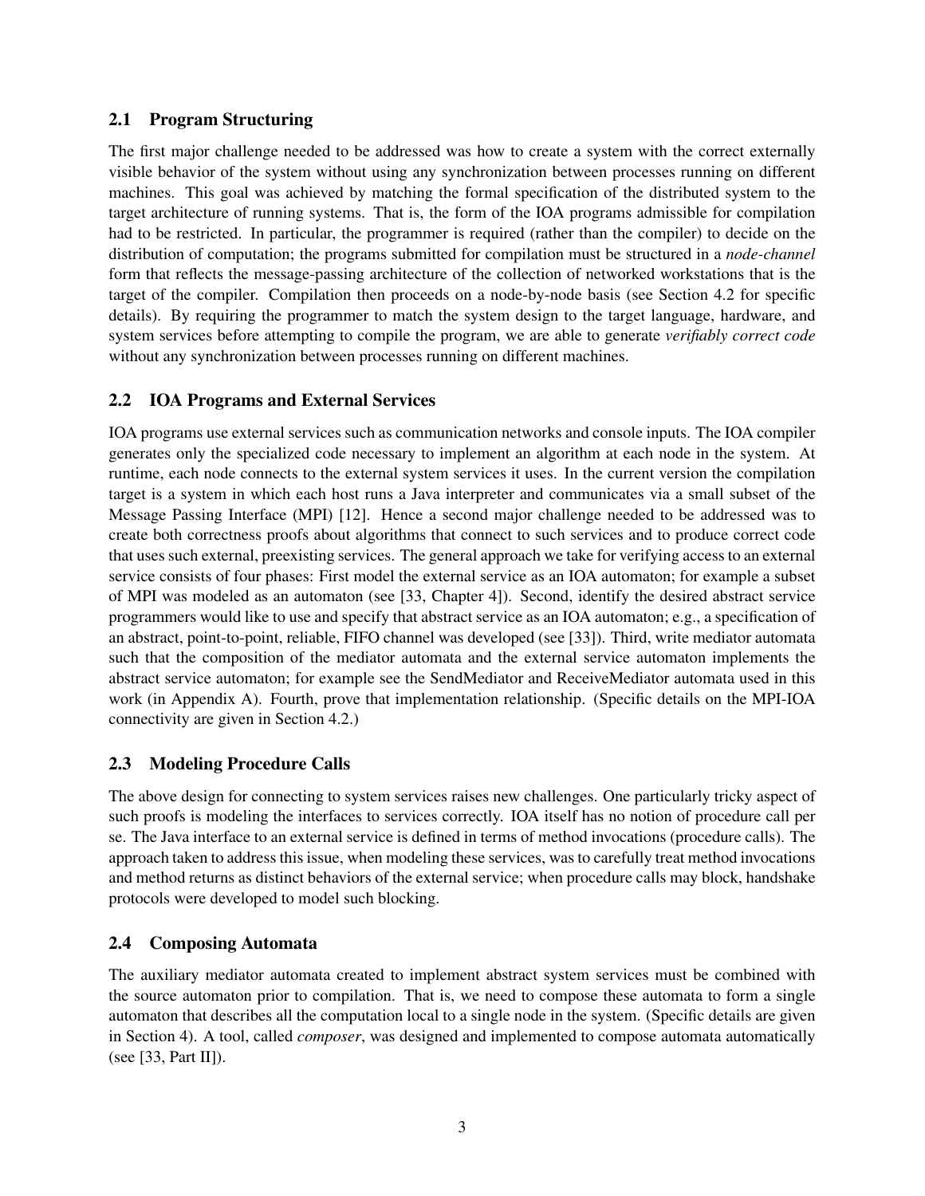## 2.1 Program Structuring

The first major challenge needed to be addressed was how to create a system with the correct externally visible behavior of the system without using any synchronization between processes running on different machines. This goal was achieved by matching the formal specification of the distributed system to the target architecture of running systems. That is, the form of the IOA programs admissible for compilation had to be restricted. In particular, the programmer is required (rather than the compiler) to decide on the distribution of computation; the programs submitted for compilation must be structured in a *node-channel* form that reflects the message-passing architecture of the collection of networked workstations that is the target of the compiler. Compilation then proceeds on a node-by-node basis (see Section 4.2 for specific details). By requiring the programmer to match the system design to the target language, hardware, and system services before attempting to compile the program, we are able to generate *verifiably correct code* without any synchronization between processes running on different machines.

## 2.2 IOA Programs and External Services

IOA programs use external services such as communication networks and console inputs. The IOA compiler generates only the specialized code necessary to implement an algorithm at each node in the system. At runtime, each node connects to the external system services it uses. In the current version the compilation target is a system in which each host runs a Java interpreter and communicates via a small subset of the Message Passing Interface (MPI) [12]. Hence a second major challenge needed to be addressed was to create both correctness proofs about algorithms that connect to such services and to produce correct code that uses such external, preexisting services. The general approach we take for verifying access to an external service consists of four phases: First model the external service as an IOA automaton; for example a subset of MPI was modeled as an automaton (see [33, Chapter 4]). Second, identify the desired abstract service programmers would like to use and specify that abstract service as an IOA automaton; e.g., a specification of an abstract, point-to-point, reliable, FIFO channel was developed (see [33]). Third, write mediator automata such that the composition of the mediator automata and the external service automaton implements the abstract service automaton; for example see the SendMediator and ReceiveMediator automata used in this work (in Appendix A). Fourth, prove that implementation relationship. (Specific details on the MPI-IOA connectivity are given in Section 4.2.)

## 2.3 Modeling Procedure Calls

The above design for connecting to system services raises new challenges. One particularly tricky aspect of such proofs is modeling the interfaces to services correctly. IOA itself has no notion of procedure call per se. The Java interface to an external service is defined in terms of method invocations (procedure calls). The approach taken to address this issue, when modeling these services, was to carefully treat method invocations and method returns as distinct behaviors of the external service; when procedure calls may block, handshake protocols were developed to model such blocking.

## 2.4 Composing Automata

The auxiliary mediator automata created to implement abstract system services must be combined with the source automaton prior to compilation. That is, we need to compose these automata to form a single automaton that describes all the computation local to a single node in the system. (Specific details are given in Section 4). A tool, called *composer*, was designed and implemented to compose automata automatically (see [33, Part II]).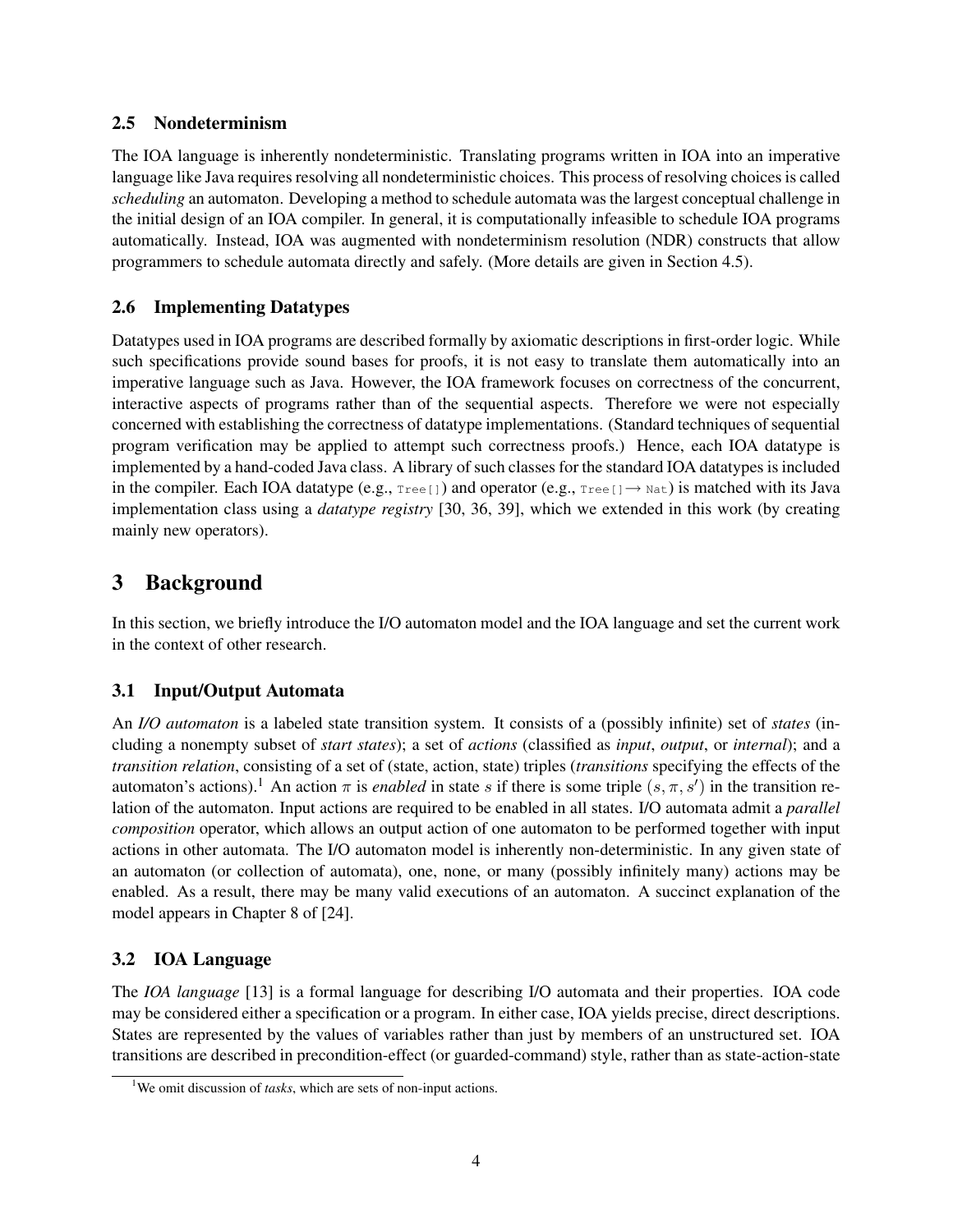### 2.5 Nondeterminism

The IOA language is inherently nondeterministic. Translating programs written in IOA into an imperative language like Java requires resolving all nondeterministic choices. This process of resolving choices is called *scheduling* an automaton. Developing a method to schedule automata was the largest conceptual challenge in the initial design of an IOA compiler. In general, it is computationally infeasible to schedule IOA programs automatically. Instead, IOA was augmented with nondeterminism resolution (NDR) constructs that allow programmers to schedule automata directly and safely. (More details are given in Section 4.5).

### 2.6 Implementing Datatypes

Datatypes used in IOA programs are described formally by axiomatic descriptions in first-order logic. While such specifications provide sound bases for proofs, it is not easy to translate them automatically into an imperative language such as Java. However, the IOA framework focuses on correctness of the concurrent, interactive aspects of programs rather than of the sequential aspects. Therefore we were not especially concerned with establishing the correctness of datatype implementations. (Standard techniques of sequential program verification may be applied to attempt such correctness proofs.) Hence, each IOA datatype is implemented by a hand-coded Java class. A library of such classes for the standard IOA datatypes is included in the compiler. Each IOA datatype (e.g., `Tree[]`) and operator (e.g., `Tree[]` $\rightarrow$ `Nat`) is matched with its Java implementation class using a *datatype registry* [30, 36, 39], which we extended in this work (by creating mainly new operators).

## 3 Background

In this section, we briefly introduce the I/O automaton model and the IOA language and set the current work in the context of other research.

### 3.1 Input/Output Automata

An *I/O automaton* is a labeled state transition system. It consists of a (possibly infinite) set of *states* (including a nonempty subset of *start states*); a set of *actions* (classified as *input*, *output*, or *internal*); and a *transition relation*, consisting of a set of (state, action, state) triples (*transitions* specifying the effects of the automaton's actions).[1] An action $\pi$ is *enabled* in state $s$ if there is some triple $(s, \pi, s')$ in the transition relation of the automaton. Input actions are required to be enabled in all states. I/O automata admit a *parallel composition* operator, which allows an output action of one automaton to be performed together with input actions in other automata. The I/O automaton model is inherently non-deterministic. In any given state of an automaton (or collection of automata), one, none, or many (possibly infinitely many) actions may be enabled. As a result, there may be many valid executions of an automaton. A succinct explanation of the model appears in Chapter 8 of [24].

### 3.2 IOA Language

The *IOA language* [13] is a formal language for describing I/O automata and their properties. IOA code may be considered either a specification or a program. In either case, IOA yields precise, direct descriptions. States are represented by the values of variables rather than just by members of an unstructured set. IOA transitions are described in precondition-effect (or guarded-command) style, rather than as state-action-state

[1] We omit discussion of *tasks*, which are sets of non-input actions.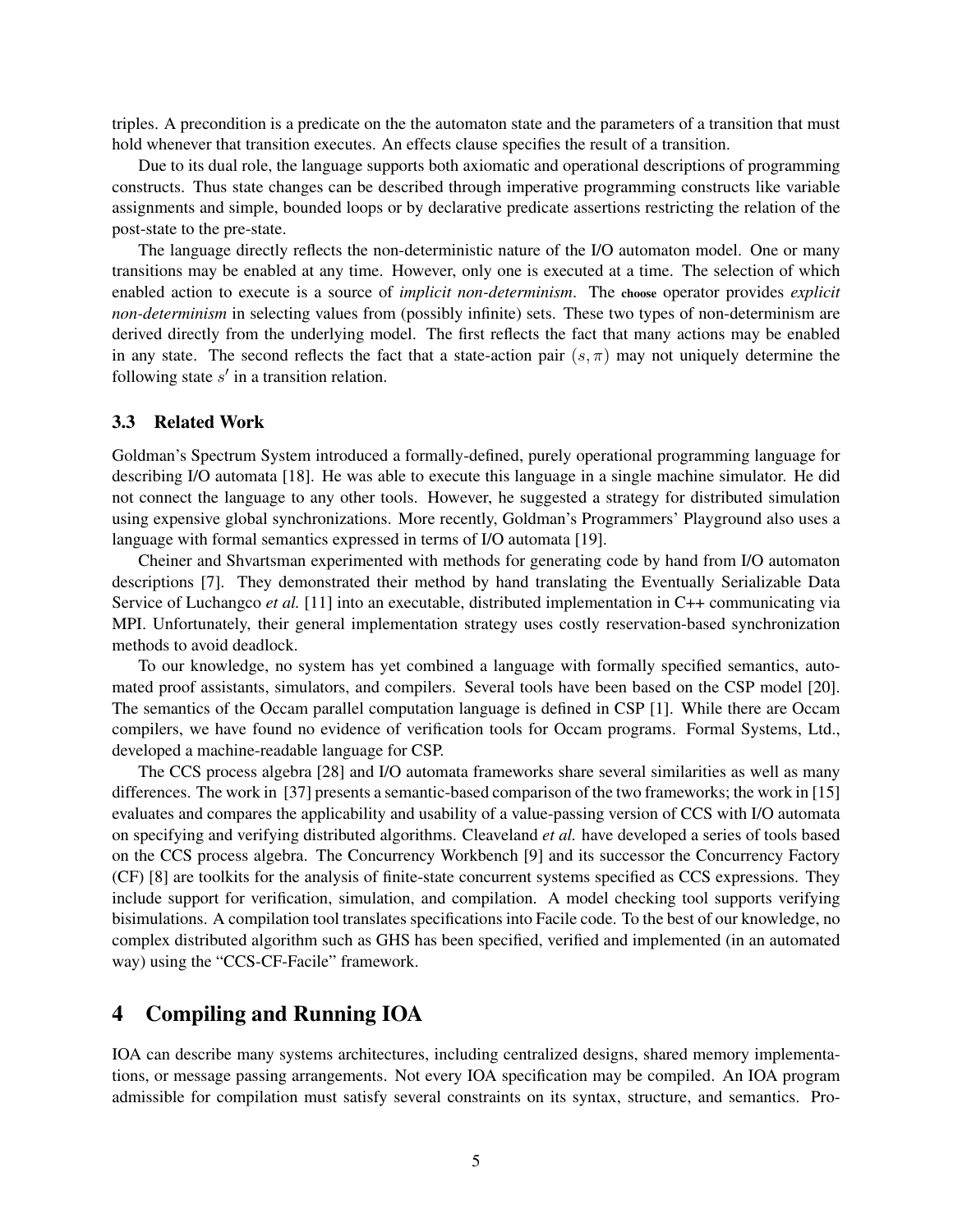triples. A precondition is a predicate on the the automaton state and the parameters of a transition that must hold whenever that transition executes. An effects clause specifies the result of a transition.

Due to its dual role, the language supports both axiomatic and operational descriptions of programming constructs. Thus state changes can be described through imperative programming constructs like variable assignments and simple, bounded loops or by declarative predicate assertions restricting the relation of the post-state to the pre-state.

The language directly reflects the non-deterministic nature of the I/O automaton model. One or many transitions may be enabled at any time. However, only one is executed at a time. The selection of which enabled action to execute is a source of *implicit non-determinism*. The **choose** operator provides *explicit non-determinism* in selecting values from (possibly infinite) sets. These two types of non-determinism are derived directly from the underlying model. The first reflects the fact that many actions may be enabled in any state. The second reflects the fact that a state-action pair $(s, \pi)$ may not uniquely determine the following state $s'$ in a transition relation.

### 3.3 Related Work

Goldman's Spectrum System introduced a formally-defined, purely operational programming language for describing I/O automata [18]. He was able to execute this language in a single machine simulator. He did not connect the language to any other tools. However, he suggested a strategy for distributed simulation using expensive global synchronizations. More recently, Goldman's Programmers' Playground also uses a language with formal semantics expressed in terms of I/O automata [19].

Cheiner and Shvartsman experimented with methods for generating code by hand from I/O automaton descriptions [7]. They demonstrated their method by hand translating the Eventually Serializable Data Service of Luchangco *et al.* [11] into an executable, distributed implementation in C++ communicating via MPI. Unfortunately, their general implementation strategy uses costly reservation-based synchronization methods to avoid deadlock.

To our knowledge, no system has yet combined a language with formally specified semantics, automated proof assistants, simulators, and compilers. Several tools have been based on the CSP model [20]. The semantics of the Occam parallel computation language is defined in CSP [1]. While there are Occam compilers, we have found no evidence of verification tools for Occam programs. Formal Systems, Ltd., developed a machine-readable language for CSP.

The CCS process algebra [28] and I/O automata frameworks share several similarities as well as many differences. The work in [37] presents a semantic-based comparison of the two frameworks; the work in [15] evaluates and compares the applicability and usability of a value-passing version of CCS with I/O automata on specifying and verifying distributed algorithms. Cleaveland *et al.* have developed a series of tools based on the CCS process algebra. The Concurrency Workbench [9] and its successor the Concurrency Factory (CF) [8] are toolkits for the analysis of finite-state concurrent systems specified as CCS expressions. They include support for verification, simulation, and compilation. A model checking tool supports verifying bisimulations. A compilation tool translates specifications into Facile code. To the best of our knowledge, no complex distributed algorithm such as GHS has been specified, verified and implemented (in an automated way) using the "CCS-CF-Facile" framework.

## 4 Compiling and Running IOA

IOA can describe many systems architectures, including centralized designs, shared memory implementations, or message passing arrangements. Not every IOA specification may be compiled. An IOA program admissible for compilation must satisfy several constraints on its syntax, structure, and semantics. Pro-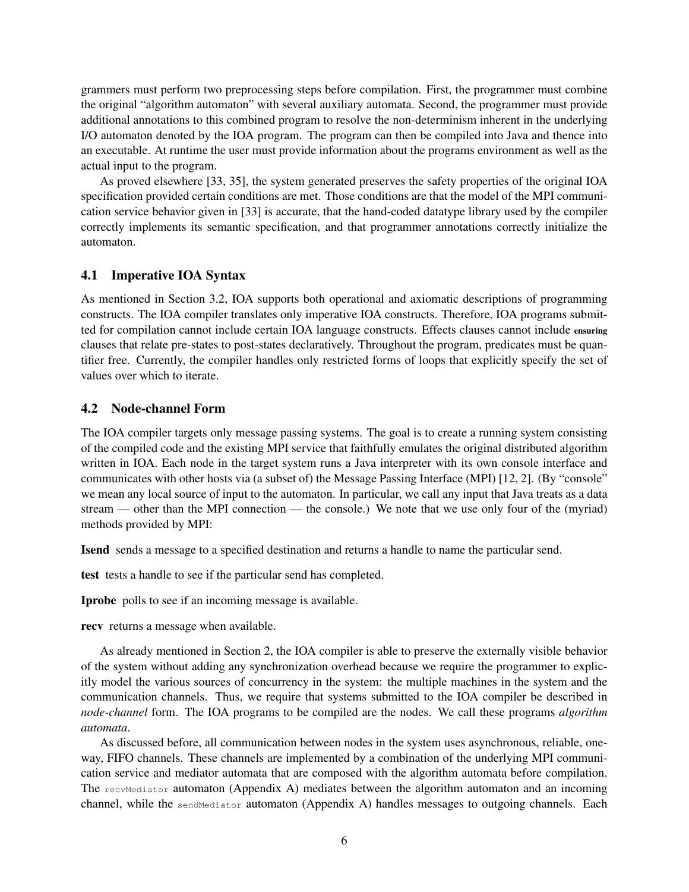grammers must perform two preprocessing steps before compilation. First, the programmer must combine the original "algorithm automaton" with several auxiliary automata. Second, the programmer must provide additional annotations to this combined program to resolve the non-determinism inherent in the underlying I/O automaton denoted by the IOA program. The program can then be compiled into Java and thence into an executable. At runtime the user must provide information about the programs environment as well as the actual input to the program.

As proved elsewhere [33, 35], the system generated preserves the safety properties of the original IOA specification provided certain conditions are met. Those conditions are that the model of the MPI communication service behavior given in [33] is accurate, that the hand-coded datatype library used by the compiler correctly implements its semantic specification, and that programmer annotations correctly initialize the automaton.

### 4.1 Imperative IOA Syntax

As mentioned in Section 3.2, IOA supports both operational and axiomatic descriptions of programming constructs. The IOA compiler translates only imperative IOA constructs. Therefore, IOA programs submitted for compilation cannot include certain IOA language constructs. Effects clauses cannot include **ensuring** clauses that relate pre-states to post-states declaratively. Throughout the program, predicates must be quantifier free. Currently, the compiler handles only restricted forms of loops that explicitly specify the set of values over which to iterate.

### 4.2 Node-channel Form

The IOA compiler targets only message passing systems. The goal is to create a running system consisting of the compiled code and the existing MPI service that faithfully emulates the original distributed algorithm written in IOA. Each node in the target system runs a Java interpreter with its own console interface and communicates with other hosts via (a subset of) the Message Passing Interface (MPI) [12, 2]. (By "console" we mean any local source of input to the automaton. In particular, we call any input that Java treats as a data stream — other than the MPI connection — the console.) We note that we use only four of the (myriad) methods provided by MPI:

**Isend** sends a message to a specified destination and returns a handle to name the particular send.

**test** tests a handle to see if the particular send has completed.

**Iprobe** polls to see if an incoming message is available.

**recv** returns a message when available.

As already mentioned in Section 2, the IOA compiler is able to preserve the externally visible behavior of the system without adding any synchronization overhead because we require the programmer to explicitly model the various sources of concurrency in the system: the multiple machines in the system and the communication channels. Thus, we require that systems submitted to the IOA compiler be described in *node-channel* form. The IOA programs to be compiled are the nodes. We call these programs *algorithm automata*.

As discussed before, all communication between nodes in the system uses asynchronous, reliable, one-way, FIFO channels. These channels are implemented by a combination of the underlying MPI communication service and mediator automata that are composed with the algorithm automata before compilation. The `recvMediator` automaton (Appendix A) mediates between the algorithm automaton and an incoming channel, while the `sendMediator` automaton (Appendix A) handles messages to outgoing channels. Each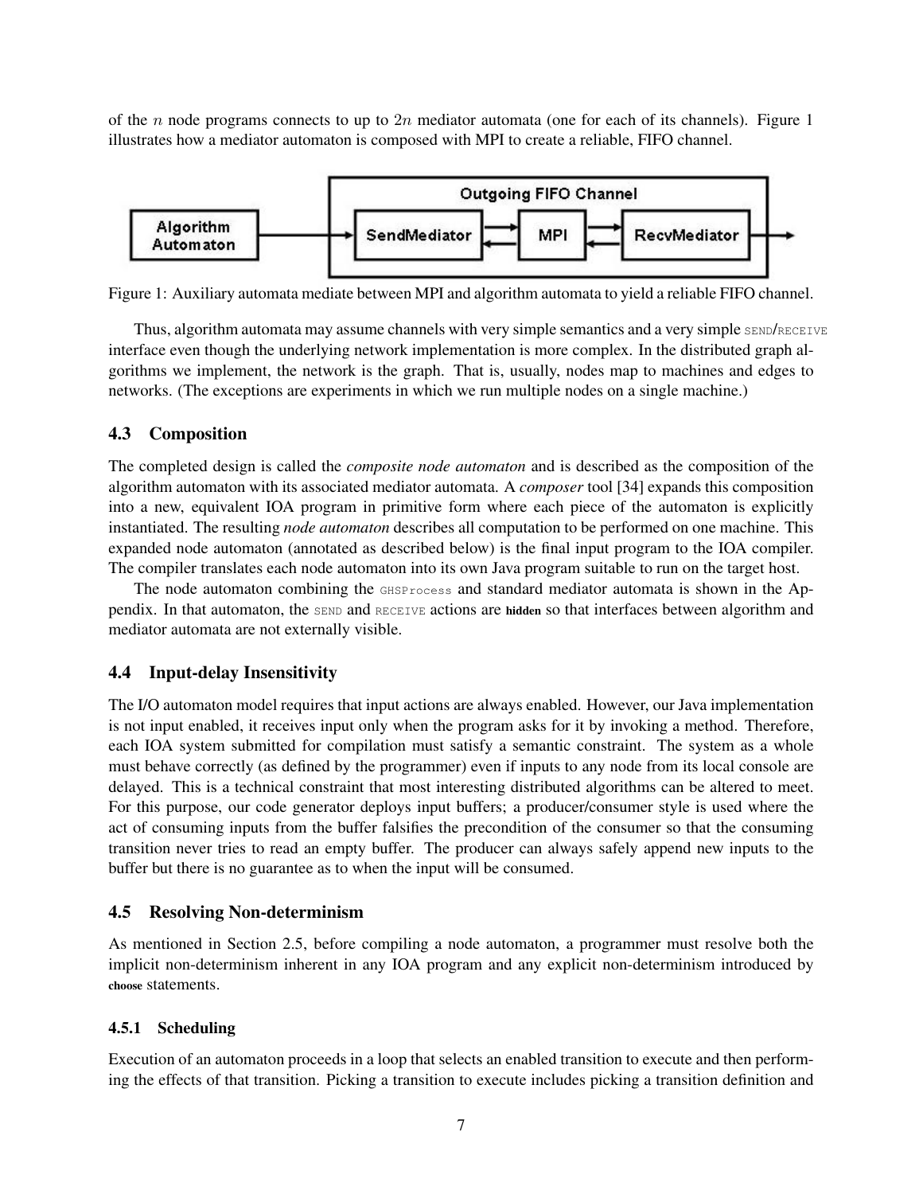of the $n$ node programs connects to up to $2n$ mediator automata (one for each of its channels). Figure 1 illustrates how a mediator automaton is composed with MPI to create a reliable, FIFO channel.

Outgoing FIFO Channel

Algorithm Automaton

SendMediator

MPI

RecvMediator

Figure 1: Auxiliary automata mediate between MPI and algorithm automata to yield a reliable FIFO channel.

Thus, algorithm automata may assume channels with very simple semantics and a very simple SEND/RECEIVE interface even though the underlying network implementation is more complex. In the distributed graph algorithms we implement, the network is the graph. That is, usually, nodes map to machines and edges to networks. (The exceptions are experiments in which we run multiple nodes on a single machine.)

### 4.3 Composition

The completed design is called the *composite node automaton* and is described as the composition of the algorithm automaton with its associated mediator automata. A *composer* tool [34] expands this composition into a new, equivalent IOA program in primitive form where each piece of the automaton is explicitly instantiated. The resulting *node automaton* describes all computation to be performed on one machine. This expanded node automaton (annotated as described below) is the final input program to the IOA compiler. The compiler translates each node automaton into its own Java program suitable to run on the target host.

The node automaton combining the GHSProcess and standard mediator automata is shown in the Appendix. In that automaton, the SEND and RECEIVE actions are **hidden** so that interfaces between algorithm and mediator automata are not externally visible.

### 4.4 Input-delay Insensitivity

The I/O automaton model requires that input actions are always enabled. However, our Java implementation is not input enabled, it receives input only when the program asks for it by invoking a method. Therefore, each IOA system submitted for compilation must satisfy a semantic constraint. The system as a whole must behave correctly (as defined by the programmer) even if inputs to any node from its local console are delayed. This is a technical constraint that most interesting distributed algorithms can be altered to meet. For this purpose, our code generator deploys input buffers; a producer/consumer style is used where the act of consuming inputs from the buffer falsifies the precondition of the consumer so that the consuming transition never tries to read an empty buffer. The producer can always safely append new inputs to the buffer but there is no guarantee as to when the input will be consumed.

### 4.5 Resolving Non-determinism

As mentioned in Section 2.5, before compiling a node automaton, a programmer must resolve both the implicit non-determinism inherent in any IOA program and any explicit non-determinism introduced by **choose** statements.

#### 4.5.1 Scheduling

Execution of an automaton proceeds in a loop that selects an enabled transition to execute and then performing the effects of that transition. Picking a transition to execute includes picking a transition definition and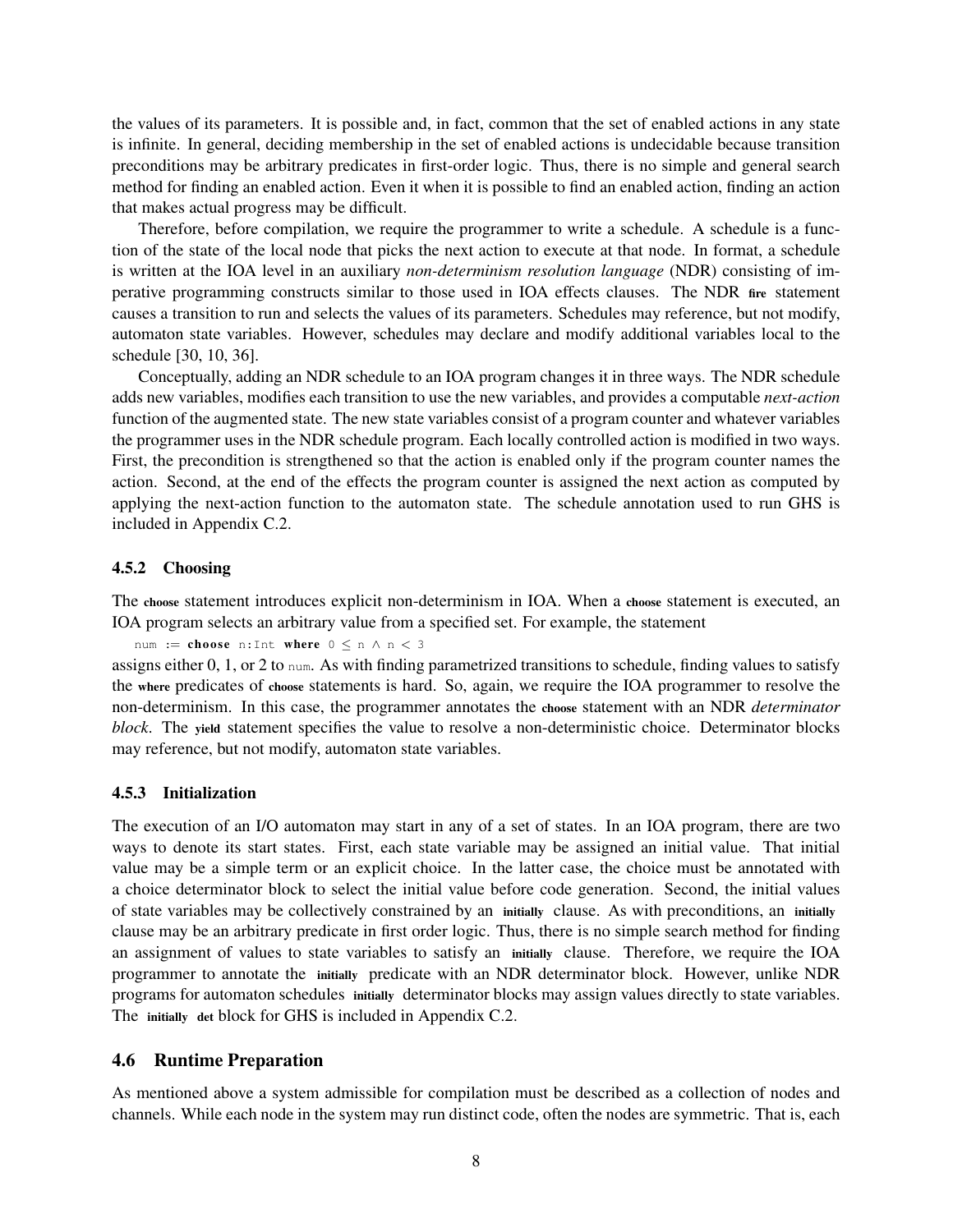the values of its parameters. It is possible and, in fact, common that the set of enabled actions in any state is infinite. In general, deciding membership in the set of enabled actions is undecidable because transition preconditions may be arbitrary predicates in first-order logic. Thus, there is no simple and general search method for finding an enabled action. Even it when it is possible to find an enabled action, finding an action that makes actual progress may be difficult.

Therefore, before compilation, we require the programmer to write a schedule. A schedule is a function of the state of the local node that picks the next action to execute at that node. In format, a schedule is written at the IOA level in an auxiliary *non-determinism resolution language* (NDR) consisting of imperative programming constructs similar to those used in IOA effects clauses. The NDR **fire** statement causes a transition to run and selects the values of its parameters. Schedules may reference, but not modify, automaton state variables. However, schedules may declare and modify additional variables local to the schedule [30, 10, 36].

Conceptually, adding an NDR schedule to an IOA program changes it in three ways. The NDR schedule adds new variables, modifies each transition to use the new variables, and provides a computable *next-action* function of the augmented state. The new state variables consist of a program counter and whatever variables the programmer uses in the NDR schedule program. Each locally controlled action is modified in two ways. First, the precondition is strengthened so that the action is enabled only if the program counter names the action. Second, at the end of the effects the program counter is assigned the next action as computed by applying the next-action function to the automaton state. The schedule annotation used to run GHS is included in Appendix C.2.

### 4.5.2 Choosing

The **choose** statement introduces explicit non-determinism in IOA. When a **choose** statement is executed, an IOA program selects an arbitrary value from a specified set. For example, the statement

```
num := choose n:Int where 0 ≤ n ∧ n < 3
```

assigns either 0, 1, or 2 to num. As with finding parametrized transitions to schedule, finding values to satisfy the **where** predicates of **choose** statements is hard. So, again, we require the IOA programmer to resolve the non-determinism. In this case, the programmer annotates the **choose** statement with an NDR *determinator block*. The **yield** statement specifies the value to resolve a non-deterministic choice. Determinator blocks may reference, but not modify, automaton state variables.

### 4.5.3 Initialization

The execution of an I/O automaton may start in any of a set of states. In an IOA program, there are two ways to denote its start states. First, each state variable may be assigned an initial value. That initial value may be a simple term or an explicit choice. In the latter case, the choice must be annotated with a choice determinator block to select the initial value before code generation. Second, the initial values of state variables may be collectively constrained by an **initially** clause. As with preconditions, an **initially** clause may be an arbitrary predicate in first order logic. Thus, there is no simple search method for finding an assignment of values to state variables to satisfy an **initially** clause. Therefore, we require the IOA programmer to annotate the **initially** predicate with an NDR determinator block. However, unlike NDR programs for automaton schedules **initially** determinator blocks may assign values directly to state variables. The **initially det** block for GHS is included in Appendix C.2.

## 4.6 Runtime Preparation

As mentioned above a system admissible for compilation must be described as a collection of nodes and channels. While each node in the system may run distinct code, often the nodes are symmetric. That is, each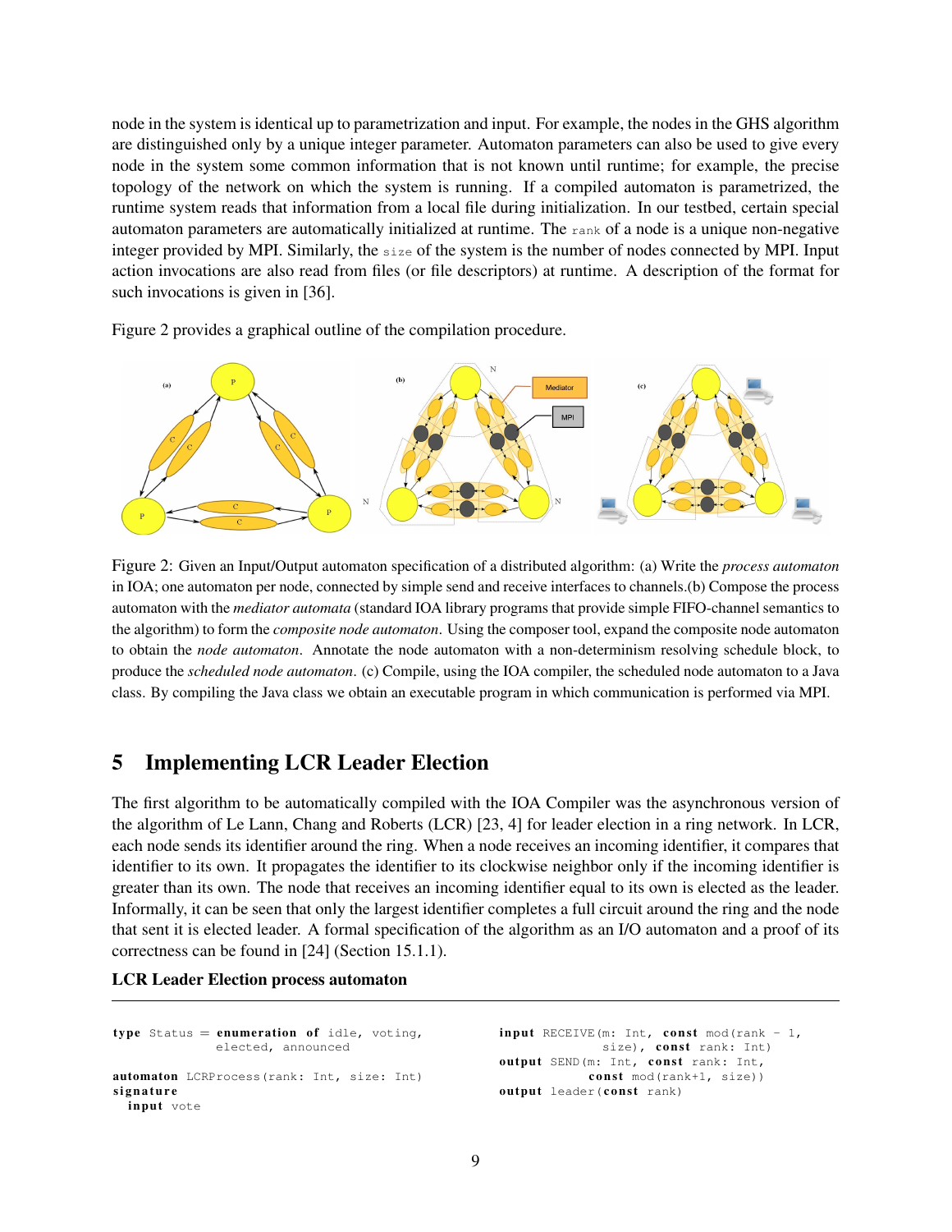node in the system is identical up to parametrization and input. For example, the nodes in the GHS algorithm are distinguished only by a unique integer parameter. Automaton parameters can also be used to give every node in the system some common information that is not known until runtime; for example, the precise topology of the network on which the system is running. If a compiled automaton is parametrized, the runtime system reads that information from a local file during initialization. In our testbed, certain special automaton parameters are automatically initialized at runtime. The `rank` of a node is a unique non-negative integer provided by MPI. Similarly, the `size` of the system is the number of nodes connected by MPI. Input action invocations are also read from files (or file descriptors) at runtime. A description of the format for such invocations is given in [36].

Figure 2 provides a graphical outline of the compilation procedure.

Figure 2: Given an Input/Output automaton specification of a distributed algorithm: (a) Write the *process automaton* in IOA; one automaton per node, connected by simple send and receive interfaces to channels.(b) Compose the process automaton with the *mediator automata* (standard IOA library programs that provide simple FIFO-channel semantics to the algorithm) to form the *composite node automaton*. Using the composer tool, expand the composite node automaton to obtain the *node automaton*. Annotate the node automaton with a non-determinism resolving schedule block, to produce the *scheduled node automaton*. (c) Compile, using the IOA compiler, the scheduled node automaton to a Java class. By compiling the Java class we obtain an executable program in which communication is performed via MPI.

## 5 Implementing LCR Leader Election

The first algorithm to be automatically compiled with the IOA Compiler was the asynchronous version of the algorithm of Le Lann, Chang and Roberts (LCR) [23, 4] for leader election in a ring network. In LCR, each node sends its identifier around the ring. When a node receives an incoming identifier, it compares that identifier to its own. It propagates the identifier to its clockwise neighbor only if the incoming identifier is greater than its own. The node that receives an incoming identifier equal to its own is elected as the leader. Informally, it can be seen that only the largest identifier completes a full circuit around the ring and the node that sent it is elected leader. A formal specification of the algorithm as an I/O automaton and a proof of its correctness can be found in [24] (Section 15.1.1).

**LCR Leader Election process automaton**

```
type Status = enumeration of idle, voting,
              elected, announced

automaton LCRProcess(rank: Int, size: Int)
signature
  input vote
  input RECEIVE(m: Int, const mod(rank - 1,
              size), const rank: Int)
  output SEND(m: Int, const rank: Int,
            const mod(rank+1, size))
  output leader(const rank)
```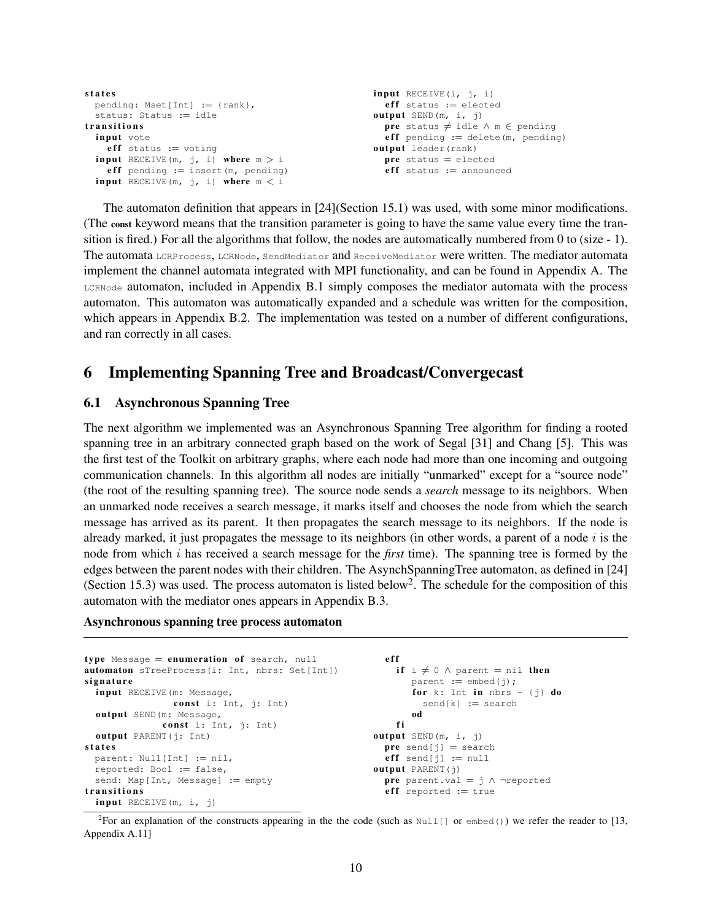```
states
  pending: Mset[Int] := {rank},
  status: Status := idle
transitions
  input vote
    eff status := voting
  input RECEIVE(m, j, i) where m > i
    eff pending := insert(m, pending)
  input RECEIVE(m, j, i) where m < i
  input RECEIVE(i, j, i)
    eff status := elected
  output SEND(m, i, j)
    pre status ≠ idle ∧ m ∈ pending
    eff pending := delete(m, pending)
  output leader(rank)
    pre status = elected
    eff status := announced
```

The automaton definition that appears in [24](Section 15.1) was used, with some minor modifications. (The **const** keyword means that the transition parameter is going to have the same value every time the transition is fired.) For all the algorithms that follow, the nodes are automatically numbered from 0 to (size - 1). The automata `LCRProcess`, `LCRNode`, `SendMediator` and `ReceiveMediator` were written. The mediator automata implement the channel automata integrated with MPI functionality, and can be found in Appendix A. The `LCRNode` automaton, included in Appendix B.1 simply composes the mediator automata with the process automaton. This automaton was automatically expanded and a schedule was written for the composition, which appears in Appendix B.2. The implementation was tested on a number of different configurations, and ran correctly in all cases.

# 6 Implementing Spanning Tree and Broadcast/Convergecast

## 6.1 Asynchronous Spanning Tree

The next algorithm we implemented was an Asynchronous Spanning Tree algorithm for finding a rooted spanning tree in an arbitrary connected graph based on the work of Segal [31] and Chang [5]. This was the first test of the Toolkit on arbitrary graphs, where each node had more than one incoming and outgoing communication channels. In this algorithm all nodes are initially "unmarked" except for a "source node" (the root of the resulting spanning tree). The source node sends a *search* message to its neighbors. When an unmarked node receives a search message, it marks itself and chooses the node from which the search message has arrived as its parent. It then propagates the search message to its neighbors. If the node is already marked, it just propagates the message to its neighbors (in other words, a parent of a node $i$ is the node from which $i$ has received a search message for the ***first*** time). The spanning tree is formed by the edges between the parent nodes with their children. The AsynchSpanningTree automaton, as defined in [24] (Section 15.3) was used. The process automaton is listed below[2]. The schedule for the composition of this automaton with the mediator ones appears in Appendix B.3.

**Asynchronous spanning tree process automaton**

```
type Message = enumeration of search, null
automaton sTreeProcess(i: Int, nbrs: Set[Int])
signature
  input RECEIVE(m: Message,
               const i: Int, j: Int)
  output SEND(m: Message,
              const i: Int, j: Int)
  output PARENT(j: Int)
states
  parent: Null[Int] := nil,
  reported: Bool := false,
  send: Map[Int, Message] := empty
transitions
  input RECEIVE(m, i, j)
    eff
      if i ≠ 0 ∧ parent = nil then
        parent := embed(j);
        for k: Int in nbrs - {j} do
          send[k] := search
        od
      fi
  output SEND(m, i, j)
    pre send[j] = search
    eff send[j] := null
  output PARENT(j)
    pre parent.val = j ∧ ¬reported
    eff reported := true
```

[2]For an explanation of the constructs appearing in the the code (such as `Null[]` or `embed()`) we refer the reader to [13, Appendix A.11]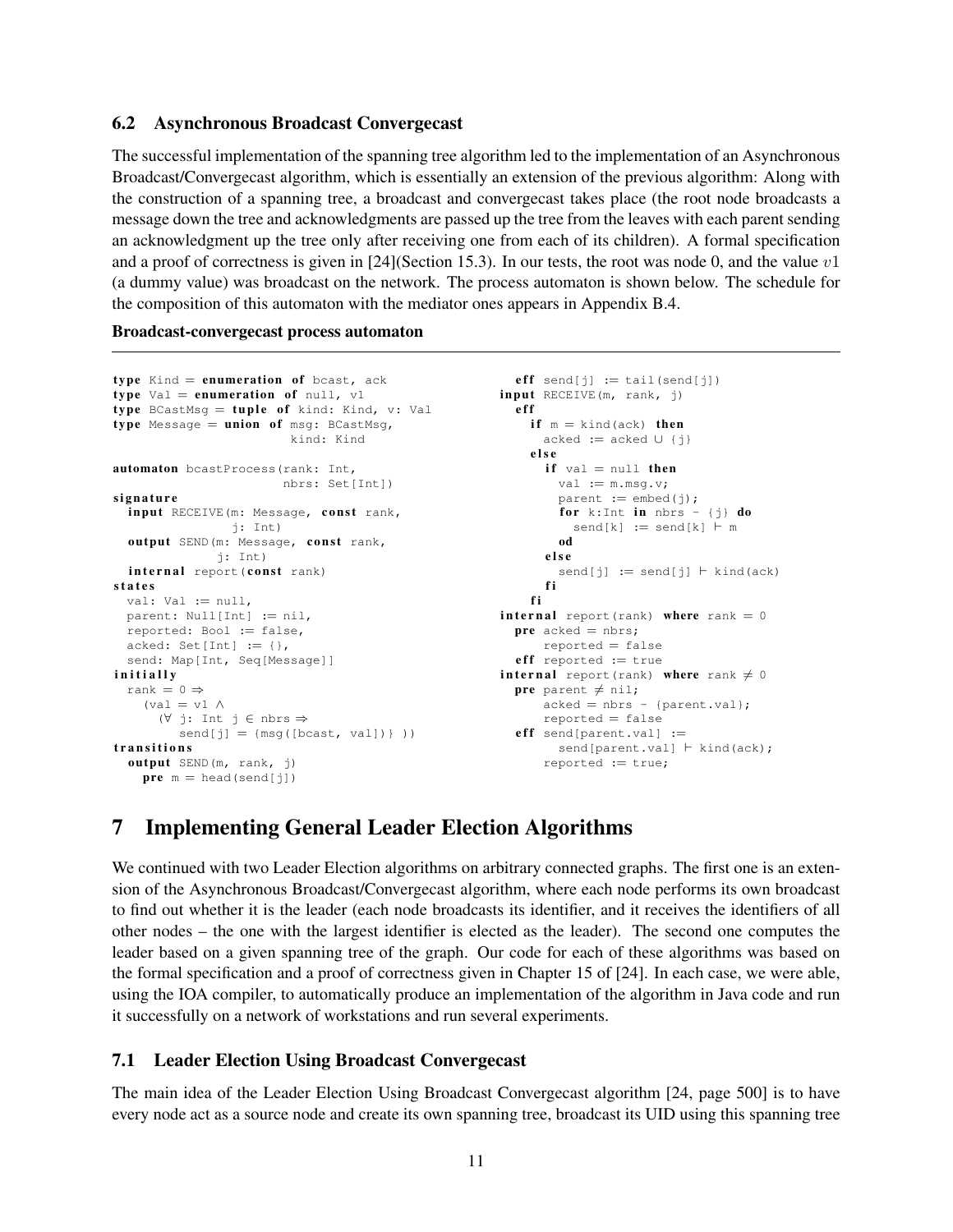### 6.2 Asynchronous Broadcast Convergecast

The successful implementation of the spanning tree algorithm led to the implementation of an Asynchronous Broadcast/Convergecast algorithm, which is essentially an extension of the previous algorithm: Along with the construction of a spanning tree, a broadcast and convergecast takes place (the root node broadcasts a message down the tree and acknowledgments are passed up the tree from the leaves with each parent sending an acknowledgment up the tree only after receiving one from each of its children). A formal specification and a proof of correctness is given in [24](Section 15.3). In our tests, the root was node 0, and the value $v1$ (a dummy value) was broadcast on the network. The process automaton is shown below. The schedule for the composition of this automaton with the mediator ones appears in Appendix B.4.

**Broadcast-convergecast process automaton**

```
type Kind = enumeration of bcast, ack
type Val = enumeration of null, v1
type BCastMsg = tuple of kind: Kind, v: Val
type Message = union of msg: BCastMsg,
                        kind: Kind

automaton bcastProcess(rank: Int,
                       nbrs: Set[Int])
signature
  input RECEIVE(m: Message, const rank,
                j: Int)
  output SEND(m: Message, const rank,
              j: Int)
  internal report(const rank)
states
  val: Val := null,
  parent: Null[Int] := nil,
  reported: Bool := false,
  acked: Set[Int] := {},
  send: Map[Int, Seq[Message]]
initially
  rank = 0 ⇒
    (val = v1 ∧
      (∀ j: Int j ∈ nbrs ⇒
         send[j] = {msg([bcast, val])} ))
transitions
  output SEND(m, rank, j)
    pre m = head(send[j])
    eff send[j] := tail(send[j])
  input RECEIVE(m, rank, j)
    eff
      if m = kind(ack) then
        acked := acked ∪ {j}
      else
        if val = null then
          val := m.msg.v;
          parent := embed(j);
          for k:Int in nbrs - {j} do
            send[k] := send[k] ⊢ m
          od
        else
          send[j] := send[j] ⊢ kind(ack)
        fi
      fi
  internal report(rank) where rank = 0
    pre acked = nbrs;
        reported = false
    eff reported := true
  internal report(rank) where rank ≠ 0
    pre parent ≠ nil;
        acked = nbrs - {parent.val};
        reported = false
    eff send[parent.val] :=
          send[parent.val] ⊢ kind(ack);
        reported := true;
```

## 7 Implementing General Leader Election Algorithms

We continued with two Leader Election algorithms on arbitrary connected graphs. The first one is an extension of the Asynchronous Broadcast/Convergecast algorithm, where each node performs its own broadcast to find out whether it is the leader (each node broadcasts its identifier, and it receives the identifiers of all other nodes – the one with the largest identifier is elected as the leader). The second one computes the leader based on a given spanning tree of the graph. Our code for each of these algorithms was based on the formal specification and a proof of correctness given in Chapter 15 of [24]. In each case, we were able, using the IOA compiler, to automatically produce an implementation of the algorithm in Java code and run it successfully on a network of workstations and run several experiments.

### 7.1 Leader Election Using Broadcast Convergecast

The main idea of the Leader Election Using Broadcast Convergecast algorithm [24, page 500] is to have every node act as a source node and create its own spanning tree, broadcast its UID using this spanning tree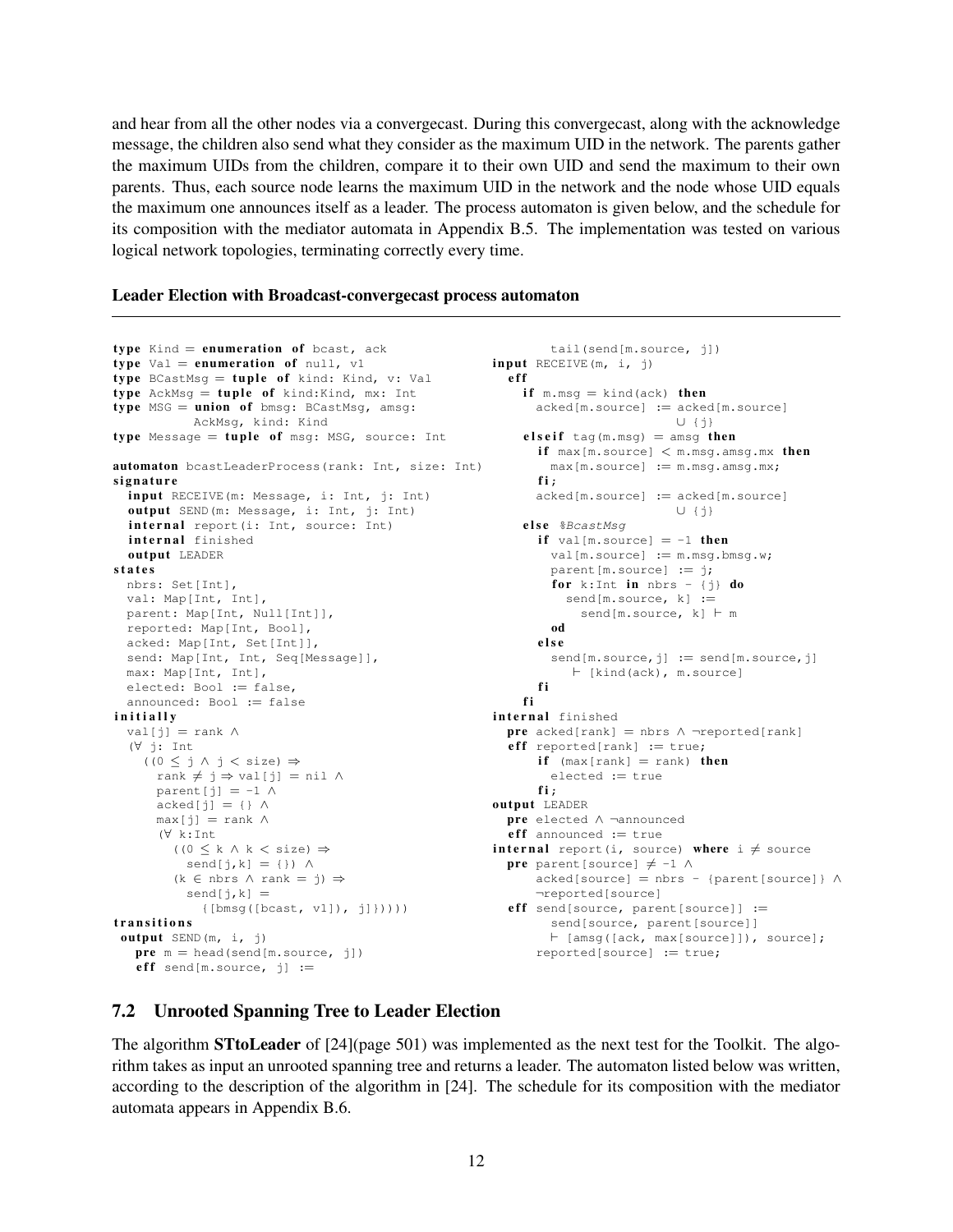and hear from all the other nodes via a convergecast. During this convergecast, along with the acknowledge message, the children also send what they consider as the maximum UID in the network. The parents gather the maximum UIDs from the children, compare it to their own UID and send the maximum to their own parents. Thus, each source node learns the maximum UID in the network and the node whose UID equals the maximum one announces itself as a leader. The process automaton is given below, and the schedule for its composition with the mediator automata in Appendix B.5. The implementation was tested on various logical network topologies, terminating correctly every time.

**Leader Election with Broadcast-convergecast process automaton**

```
type Kind = enumeration of bcast, ack
type Val = enumeration of null, v1
type BCastMsg = tuple of kind: Kind, v: Val
type AckMsg = tuple of kind:Kind, mx: Int
type MSG = union of bmsg: BCastMsg, amsg:
         AckMsg, kind: Kind
type Message = tuple of msg: MSG, source: Int

automaton bcastLeaderProcess(rank: Int, size: Int)
signature
  input RECEIVE(m: Message, i: Int, j: Int)
  output SEND(m: Message, i: Int, j: Int)
  internal report(i: Int, source: Int)
  internal finished
  output LEADER
states
  nbrs: Set[Int],
  val: Map[Int, Int],
  parent: Map[Int, Null[Int]],
  reported: Map[Int, Bool],
  acked: Map[Int, Set[Int]],
  send: Map[Int, Int, Seq[Message]],
  max: Map[Int, Int],
  elected: Bool := false,
  announced: Bool := false
initially
  val[j] = rank ∧
  (∀ j: Int
    ((0 ≤ j ∧ j < size) ⇒
      rank ≠ j ⇒ val[j] = nil ∧
      parent[j] = -1 ∧
      acked[j] = {} ∧
      max[j] = rank ∧
      (∀ k:Int
        ((0 ≤ k ∧ k < size) ⇒
          send[j,k] = {}) ∧
        (k ∈ nbrs ∧ rank = j) ⇒
          send[j,k] =
            {[bmsg([bcast, v1]), j]}))))
transitions
 output SEND(m, i, j)
   pre m = head(send[m.source, j])
   eff send[m.source, j] :=
         tail(send[m.source, j])
input RECEIVE(m, i, j)
  eff
    if m.msg = kind(ack) then
      acked[m.source] := acked[m.source]
                         ∪ {j}
    elseif tag(m.msg) = amsg then
      if max[m.source] < m.msg.amsg.mx then
        max[m.source] := m.msg.amsg.mx;
      fi;
      acked[m.source] := acked[m.source]
                         ∪ {j}
    else %BcastMsg
      if val[m.source] = -1 then
        val[m.source] := m.msg.bmsg.w;
        parent[m.source] := j;
        for k:Int in nbrs - {j} do
          send[m.source, k] :=
            send[m.source, k] ⊢ m
        od
      else
        send[m.source,j] := send[m.source,j]
          ⊢ [kind(ack), m.source]
      fi
    fi
internal finished
  pre acked[rank] = nbrs ∧ ¬reported[rank]
  eff reported[rank] := true;
      if (max[rank] = rank) then
        elected := true
      fi;
output LEADER
  pre elected ∧ ¬announced
  eff announced := true
internal report(i, source) where i ≠ source
  pre parent[source] ≠ -1 ∧
      acked[source] = nbrs - {parent[source]} ∧
      ¬reported[source]
  eff send[source, parent[source]] :=
        send[source, parent[source]]
        ⊢ [amsg([ack, max[source]]), source];
      reported[source] := true;
```

## 7.2 Unrooted Spanning Tree to Leader Election

The algorithm **STtoLeader** of [24](page 501) was implemented as the next test for the Toolkit. The algorithm takes as input an unrooted spanning tree and returns a leader. The automaton listed below was written, according to the description of the algorithm in [24]. The schedule for its composition with the mediator automata appears in Appendix B.6.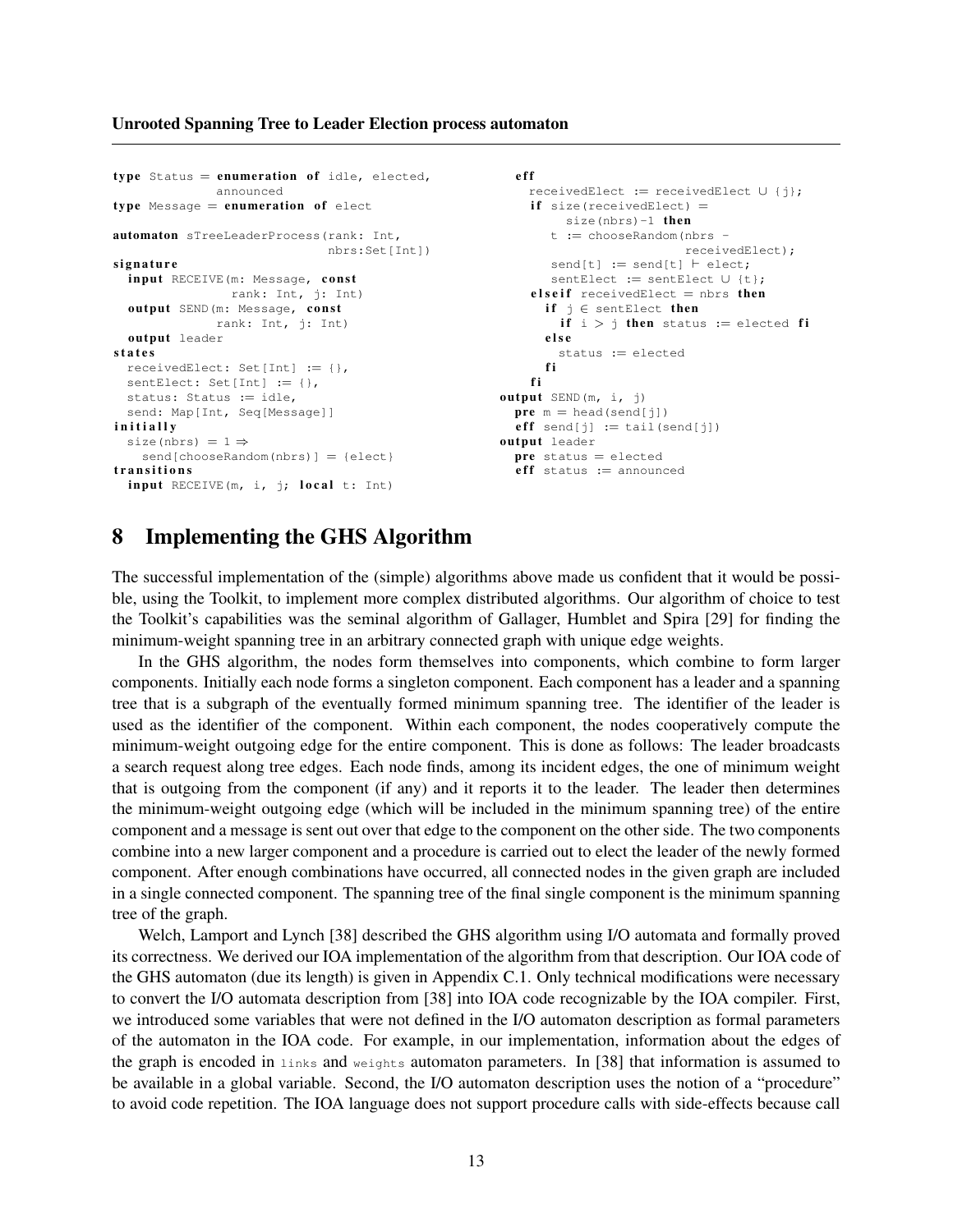**Unrooted Spanning Tree to Leader Election process automaton**

```
type Status = enumeration of idle, elected,
              announced
type Message = enumeration of elect

automaton sTreeLeaderProcess(rank: Int,
                              nbrs:Set[Int])
signature
  input RECEIVE(m: Message, const
                rank: Int, j: Int)
  output SEND(m: Message, const
              rank: Int, j: Int)
  output leader
states
  receivedElect: Set[Int] := {},
  sentElect: Set[Int] := {},
  status: Status := idle,
  send: Map[Int, Seq[Message]]
initially
  size(nbrs) = 1 ⇒
    send[chooseRandom(nbrs)] = {elect}
transitions
  input RECEIVE(m, i, j; local t: Int)
    eff
      receivedElect := receivedElect ∪ {j};
      if size(receivedElect) =
           size(nbrs)-1 then
        t := chooseRandom(nbrs -
                          receivedElect);
        send[t] := send[t] ⊢ elect;
        sentElect := sentElect ∪ {t};
      elseif receivedElect = nbrs then
        if j ∈ sentElect then
          if i > j then status := elected fi
        else
          status := elected
        fi
      fi
  output SEND(m, i, j)
    pre m = head(send[j])
    eff send[j] := tail(send[j])
  output leader
    pre status = elected
    eff status := announced
```

## 8 Implementing the GHS Algorithm

The successful implementation of the (simple) algorithms above made us confident that it would be possible, using the Toolkit, to implement more complex distributed algorithms. Our algorithm of choice to test the Toolkit's capabilities was the seminal algorithm of Gallager, Humblet and Spira [29] for finding the minimum-weight spanning tree in an arbitrary connected graph with unique edge weights.

In the GHS algorithm, the nodes form themselves into components, which combine to form larger components. Initially each node forms a singleton component. Each component has a leader and a spanning tree that is a subgraph of the eventually formed minimum spanning tree. The identifier of the leader is used as the identifier of the component. Within each component, the nodes cooperatively compute the minimum-weight outgoing edge for the entire component. This is done as follows: The leader broadcasts a search request along tree edges. Each node finds, among its incident edges, the one of minimum weight that is outgoing from the component (if any) and it reports it to the leader. The leader then determines the minimum-weight outgoing edge (which will be included in the minimum spanning tree) of the entire component and a message is sent out over that edge to the component on the other side. The two components combine into a new larger component and a procedure is carried out to elect the leader of the newly formed component. After enough combinations have occurred, all connected nodes in the given graph are included in a single connected component. The spanning tree of the final single component is the minimum spanning tree of the graph.

Welch, Lamport and Lynch [38] described the GHS algorithm using I/O automata and formally proved its correctness. We derived our IOA implementation of the algorithm from that description. Our IOA code of the GHS automaton (due its length) is given in Appendix C.1. Only technical modifications were necessary to convert the I/O automata description from [38] into IOA code recognizable by the IOA compiler. First, we introduced some variables that were not defined in the I/O automaton description as formal parameters of the automaton in the IOA code. For example, in our implementation, information about the edges of the graph is encoded in `links` and `weights` automaton parameters. In [38] that information is assumed to be available in a global variable. Second, the I/O automaton description uses the notion of a "procedure" to avoid code repetition. The IOA language does not support procedure calls with side-effects because call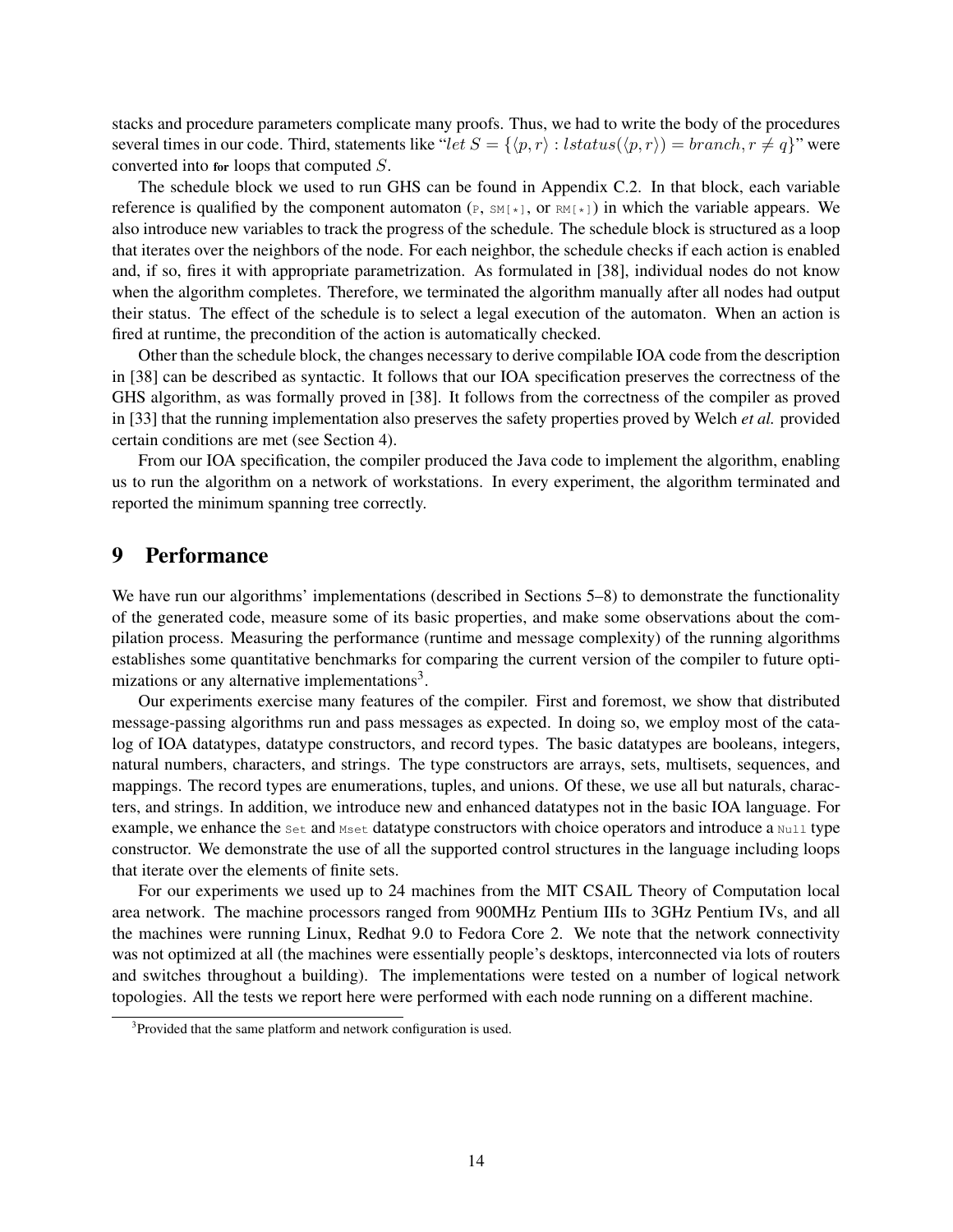stacks and procedure parameters complicate many proofs. Thus, we had to write the body of the procedures several times in our code. Third, statements like "$let\ S = \{\langle p, r\rangle : lstatus(\langle p, r\rangle) = branch, r \neq q\}$" were converted into **for** loops that computed $S$.

The schedule block we used to run GHS can be found in Appendix C.2. In that block, each variable reference is qualified by the component automaton (`P`, `SM[*]`, or `RM[*]`) in which the variable appears. We also introduce new variables to track the progress of the schedule. The schedule block is structured as a loop that iterates over the neighbors of the node. For each neighbor, the schedule checks if each action is enabled and, if so, fires it with appropriate parametrization. As formulated in [38], individual nodes do not know when the algorithm completes. Therefore, we terminated the algorithm manually after all nodes had output their status. The effect of the schedule is to select a legal execution of the automaton. When an action is fired at runtime, the precondition of the action is automatically checked.

Other than the schedule block, the changes necessary to derive compilable IOA code from the description in [38] can be described as syntactic. It follows that our IOA specification preserves the correctness of the GHS algorithm, as was formally proved in [38]. It follows from the correctness of the compiler as proved in [33] that the running implementation also preserves the safety properties proved by Welch *et al.* provided certain conditions are met (see Section 4).

From our IOA specification, the compiler produced the Java code to implement the algorithm, enabling us to run the algorithm on a network of workstations. In every experiment, the algorithm terminated and reported the minimum spanning tree correctly.

## 9 Performance

We have run our algorithms' implementations (described in Sections 5–8) to demonstrate the functionality of the generated code, measure some of its basic properties, and make some observations about the compilation process. Measuring the performance (runtime and message complexity) of the running algorithms establishes some quantitative benchmarks for comparing the current version of the compiler to future optimizations or any alternative implementations[3].

Our experiments exercise many features of the compiler. First and foremost, we show that distributed message-passing algorithms run and pass messages as expected. In doing so, we employ most of the catalog of IOA datatypes, datatype constructors, and record types. The basic datatypes are booleans, integers, natural numbers, characters, and strings. The type constructors are arrays, sets, multisets, sequences, and mappings. The record types are enumerations, tuples, and unions. Of these, we use all but naturals, characters, and strings. In addition, we introduce new and enhanced datatypes not in the basic IOA language. For example, we enhance the `Set` and `Mset` datatype constructors with choice operators and introduce a `Null` type constructor. We demonstrate the use of all the supported control structures in the language including loops that iterate over the elements of finite sets.

For our experiments we used up to 24 machines from the MIT CSAIL Theory of Computation local area network. The machine processors ranged from 900MHz Pentium IIIs to 3GHz Pentium IVs, and all the machines were running Linux, Redhat 9.0 to Fedora Core 2. We note that the network connectivity was not optimized at all (the machines were essentially people's desktops, interconnected via lots of routers and switches throughout a building). The implementations were tested on a number of logical network topologies. All the tests we report here were performed with each node running on a different machine.

[3] Provided that the same platform and network configuration is used.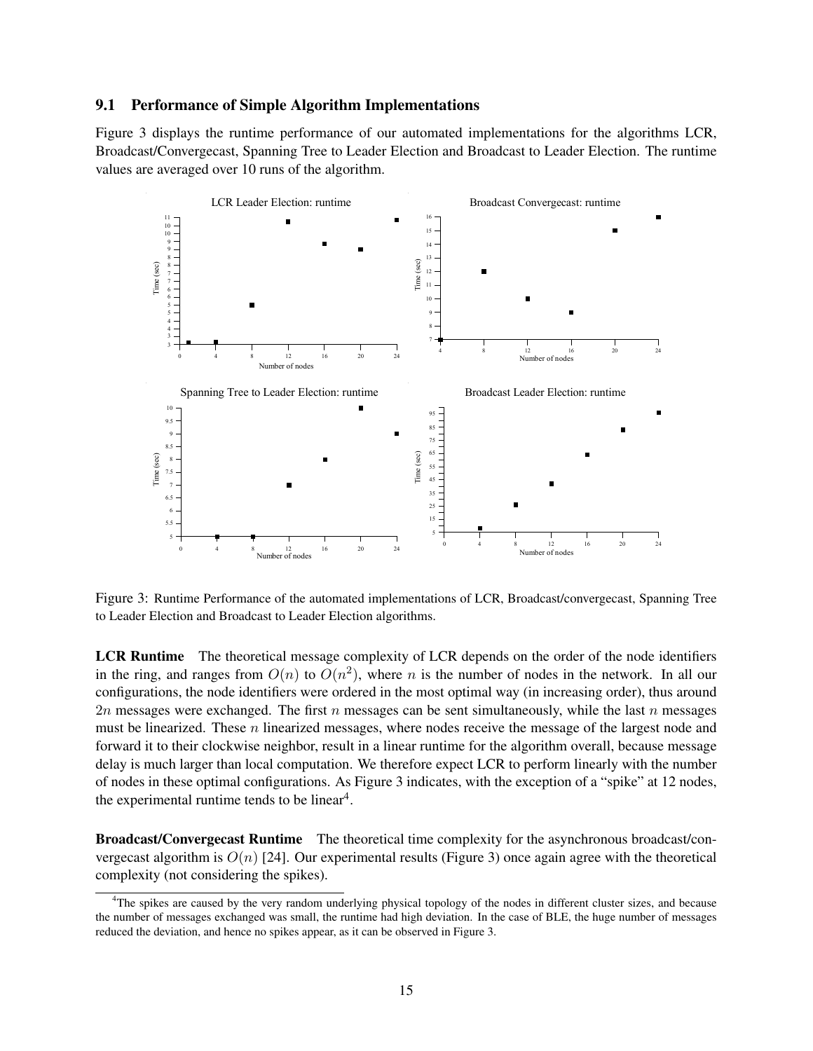### 9.1 Performance of Simple Algorithm Implementations

Figure 3 displays the runtime performance of our automated implementations for the algorithms LCR, Broadcast/Convergecast, Spanning Tree to Leader Election and Broadcast to Leader Election. The runtime values are averaged over 10 runs of the algorithm.

Figure 3: Runtime Performance of the automated implementations of LCR, Broadcast/convergecast, Spanning Tree to Leader Election and Broadcast to Leader Election algorithms.

**LCR Runtime** The theoretical message complexity of LCR depends on the order of the node identifiers in the ring, and ranges from $O(n)$ to $O(n^2)$, where $n$ is the number of nodes in the network. In all our configurations, the node identifiers were ordered in the most optimal way (in increasing order), thus around $2n$ messages were exchanged. The first $n$ messages can be sent simultaneously, while the last $n$ messages must be linearized. These $n$ linearized messages, where nodes receive the message of the largest node and forward it to their clockwise neighbor, result in a linear runtime for the algorithm overall, because message delay is much larger than local computation. We therefore expect LCR to perform linearly with the number of nodes in these optimal configurations. As Figure 3 indicates, with the exception of a "spike" at 12 nodes, the experimental runtime tends to be linear[4].

**Broadcast/Convergecast Runtime** The theoretical time complexity for the asynchronous broadcast/convergecast algorithm is $O(n)$ [24]. Our experimental results (Figure 3) once again agree with the theoretical complexity (not considering the spikes).

[4]The spikes are caused by the very random underlying physical topology of the nodes in different cluster sizes, and because the number of messages exchanged was small, the runtime had high deviation. In the case of BLE, the huge number of messages reduced the deviation, and hence no spikes appear, as it can be observed in Figure 3.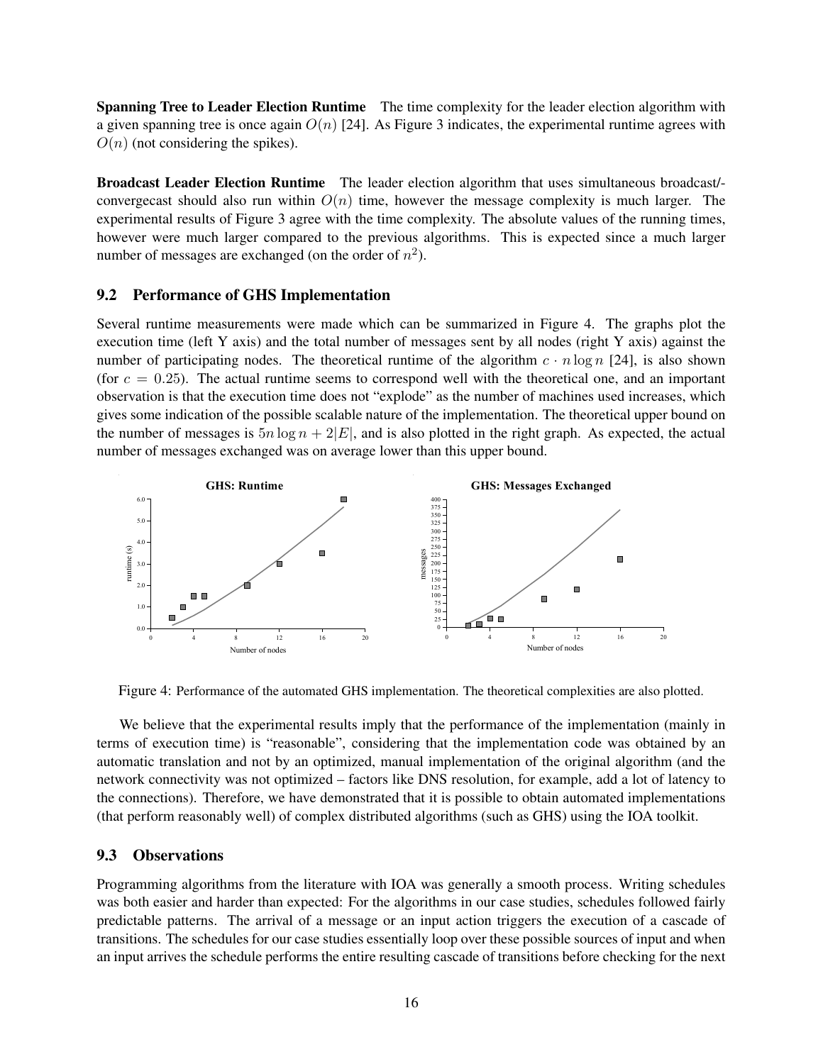**Spanning Tree to Leader Election Runtime** The time complexity for the leader election algorithm with a given spanning tree is once again $O(n)$ [24]. As Figure 3 indicates, the experimental runtime agrees with $O(n)$ (not considering the spikes).

**Broadcast Leader Election Runtime** The leader election algorithm that uses simultaneous broadcast/-convergecast should also run within $O(n)$ time, however the message complexity is much larger. The experimental results of Figure 3 agree with the time complexity. The absolute values of the running times, however were much larger compared to the previous algorithms. This is expected since a much larger number of messages are exchanged (on the order of $n^2$).

## 9.2 Performance of GHS Implementation

Several runtime measurements were made which can be summarized in Figure 4. The graphs plot the execution time (left Y axis) and the total number of messages sent by all nodes (right Y axis) against the number of participating nodes. The theoretical runtime of the algorithm $c \cdot n \log n$ [24], is also shown (for $c = 0.25$). The actual runtime seems to correspond well with the theoretical one, and an important observation is that the execution time does not "explode" as the number of machines used increases, which gives some indication of the possible scalable nature of the implementation. The theoretical upper bound on the number of messages is $5n \log n + 2|E|$, and is also plotted in the right graph. As expected, the actual number of messages exchanged was on average lower than this upper bound.

Figure 4: Performance of the automated GHS implementation. The theoretical complexities are also plotted.

We believe that the experimental results imply that the performance of the implementation (mainly in terms of execution time) is "reasonable", considering that the implementation code was obtained by an automatic translation and not by an optimized, manual implementation of the original algorithm (and the network connectivity was not optimized – factors like DNS resolution, for example, add a lot of latency to the connections). Therefore, we have demonstrated that it is possible to obtain automated implementations (that perform reasonably well) of complex distributed algorithms (such as GHS) using the IOA toolkit.

## 9.3 Observations

Programming algorithms from the literature with IOA was generally a smooth process. Writing schedules was both easier and harder than expected: For the algorithms in our case studies, schedules followed fairly predictable patterns. The arrival of a message or an input action triggers the execution of a cascade of transitions. The schedules for our case studies essentially loop over these possible sources of input and when an input arrives the schedule performs the entire resulting cascade of transitions before checking for the next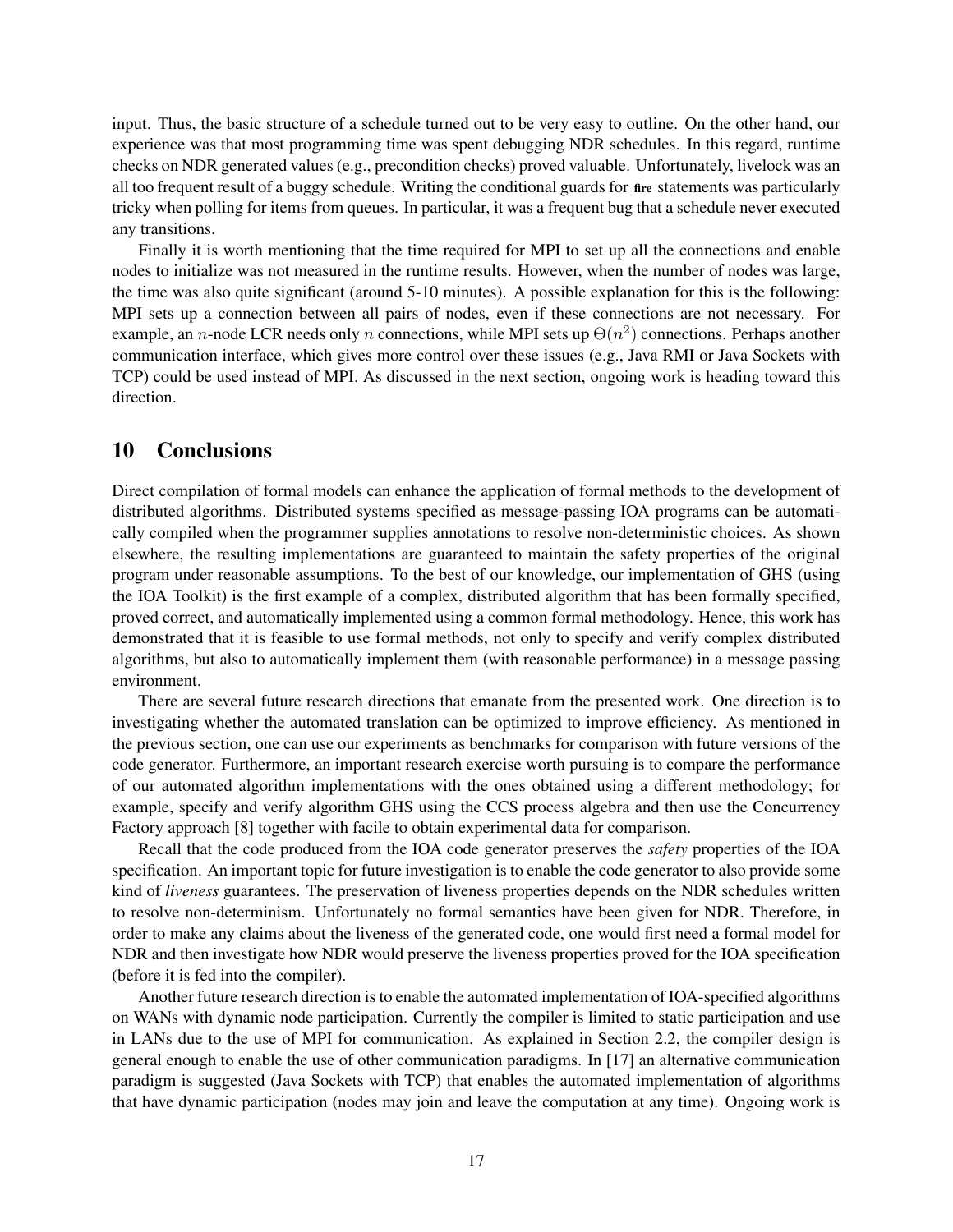input. Thus, the basic structure of a schedule turned out to be very easy to outline. On the other hand, our experience was that most programming time was spent debugging NDR schedules. In this regard, runtime checks on NDR generated values (e.g., precondition checks) proved valuable. Unfortunately, livelock was an all too frequent result of a buggy schedule. Writing the conditional guards for **fire** statements was particularly tricky when polling for items from queues. In particular, it was a frequent bug that a schedule never executed any transitions.

Finally it is worth mentioning that the time required for MPI to set up all the connections and enable nodes to initialize was not measured in the runtime results. However, when the number of nodes was large, the time was also quite significant (around 5-10 minutes). A possible explanation for this is the following: MPI sets up a connection between all pairs of nodes, even if these connections are not necessary. For example, an $n$-node LCR needs only $n$ connections, while MPI sets up $\Theta(n^2)$ connections. Perhaps another communication interface, which gives more control over these issues (e.g., Java RMI or Java Sockets with TCP) could be used instead of MPI. As discussed in the next section, ongoing work is heading toward this direction.

## 10 Conclusions

Direct compilation of formal models can enhance the application of formal methods to the development of distributed algorithms. Distributed systems specified as message-passing IOA programs can be automatically compiled when the programmer supplies annotations to resolve non-deterministic choices. As shown elsewhere, the resulting implementations are guaranteed to maintain the safety properties of the original program under reasonable assumptions. To the best of our knowledge, our implementation of GHS (using the IOA Toolkit) is the first example of a complex, distributed algorithm that has been formally specified, proved correct, and automatically implemented using a common formal methodology. Hence, this work has demonstrated that it is feasible to use formal methods, not only to specify and verify complex distributed algorithms, but also to automatically implement them (with reasonable performance) in a message passing environment.

There are several future research directions that emanate from the presented work. One direction is to investigating whether the automated translation can be optimized to improve efficiency. As mentioned in the previous section, one can use our experiments as benchmarks for comparison with future versions of the code generator. Furthermore, an important research exercise worth pursuing is to compare the performance of our automated algorithm implementations with the ones obtained using a different methodology; for example, specify and verify algorithm GHS using the CCS process algebra and then use the Concurrency Factory approach [8] together with facile to obtain experimental data for comparison.

Recall that the code produced from the IOA code generator preserves the *safety* properties of the IOA specification. An important topic for future investigation is to enable the code generator to also provide some kind of *liveness* guarantees. The preservation of liveness properties depends on the NDR schedules written to resolve non-determinism. Unfortunately no formal semantics have been given for NDR. Therefore, in order to make any claims about the liveness of the generated code, one would first need a formal model for NDR and then investigate how NDR would preserve the liveness properties proved for the IOA specification (before it is fed into the compiler).

Another future research direction is to enable the automated implementation of IOA-specified algorithms on WANs with dynamic node participation. Currently the compiler is limited to static participation and use in LANs due to the use of MPI for communication. As explained in Section 2.2, the compiler design is general enough to enable the use of other communication paradigms. In [17] an alternative communication paradigm is suggested (Java Sockets with TCP) that enables the automated implementation of algorithms that have dynamic participation (nodes may join and leave the computation at any time). Ongoing work is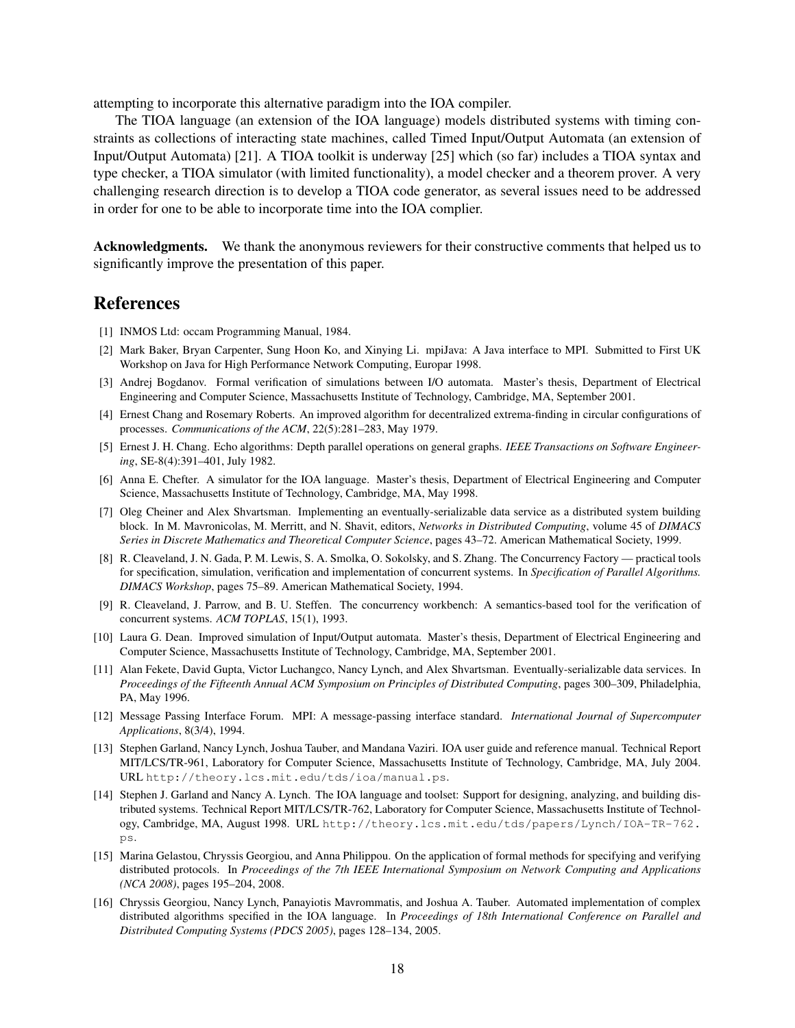attempting to incorporate this alternative paradigm into the IOA compiler.

The TIOA language (an extension of the IOA language) models distributed systems with timing constraints as collections of interacting state machines, called Timed Input/Output Automata (an extension of Input/Output Automata) [21]. A TIOA toolkit is underway [25] which (so far) includes a TIOA syntax and type checker, a TIOA simulator (with limited functionality), a model checker and a theorem prover. A very challenging research direction is to develop a TIOA code generator, as several issues need to be addressed in order for one to be able to incorporate time into the IOA complier.

**Acknowledgments.** We thank the anonymous reviewers for their constructive comments that helped us to significantly improve the presentation of this paper.

# References

[1] INMOS Ltd: occam Programming Manual, 1984.

[2] Mark Baker, Bryan Carpenter, Sung Hoon Ko, and Xinying Li. mpiJava: A Java interface to MPI. Submitted to First UK Workshop on Java for High Performance Network Computing, Europar 1998.

[3] Andrej Bogdanov. Formal verification of simulations between I/O automata. Master's thesis, Department of Electrical Engineering and Computer Science, Massachusetts Institute of Technology, Cambridge, MA, September 2001.

[4] Ernest Chang and Rosemary Roberts. An improved algorithm for decentralized extrema-finding in circular configurations of processes. *Communications of the ACM*, 22(5):281–283, May 1979.

[5] Ernest J. H. Chang. Echo algorithms: Depth parallel operations on general graphs. *IEEE Transactions on Software Engineering*, SE-8(4):391–401, July 1982.

[6] Anna E. Chefter. A simulator for the IOA language. Master's thesis, Department of Electrical Engineering and Computer Science, Massachusetts Institute of Technology, Cambridge, MA, May 1998.

[7] Oleg Cheiner and Alex Shvartsman. Implementing an eventually-serializable data service as a distributed system building block. In M. Mavronicolas, M. Merritt, and N. Shavit, editors, *Networks in Distributed Computing*, volume 45 of *DIMACS Series in Discrete Mathematics and Theoretical Computer Science*, pages 43–72. American Mathematical Society, 1999.

[8] R. Cleaveland, J. N. Gada, P. M. Lewis, S. A. Smolka, O. Sokolsky, and S. Zhang. The Concurrency Factory — practical tools for specification, simulation, verification and implementation of concurrent systems. In *Specification of Parallel Algorithms. DIMACS Workshop*, pages 75–89. American Mathematical Society, 1994.

[9] R. Cleaveland, J. Parrow, and B. U. Steffen. The concurrency workbench: A semantics-based tool for the verification of concurrent systems. *ACM TOPLAS*, 15(1), 1993.

[10] Laura G. Dean. Improved simulation of Input/Output automata. Master's thesis, Department of Electrical Engineering and Computer Science, Massachusetts Institute of Technology, Cambridge, MA, September 2001.

[11] Alan Fekete, David Gupta, Victor Luchangco, Nancy Lynch, and Alex Shvartsman. Eventually-serializable data services. In *Proceedings of the Fifteenth Annual ACM Symposium on Principles of Distributed Computing*, pages 300–309, Philadelphia, PA, May 1996.

[12] Message Passing Interface Forum. MPI: A message-passing interface standard. *International Journal of Supercomputer Applications*, 8(3/4), 1994.

[13] Stephen Garland, Nancy Lynch, Joshua Tauber, and Mandana Vaziri. IOA user guide and reference manual. Technical Report MIT/LCS/TR-961, Laboratory for Computer Science, Massachusetts Institute of Technology, Cambridge, MA, July 2004. URL `http://theory.lcs.mit.edu/tds/ioa/manual.ps`.

[14] Stephen J. Garland and Nancy A. Lynch. The IOA language and toolset: Support for designing, analyzing, and building distributed systems. Technical Report MIT/LCS/TR-762, Laboratory for Computer Science, Massachusetts Institute of Technology, Cambridge, MA, August 1998. URL `http://theory.lcs.mit.edu/tds/papers/Lynch/IOA-TR-762.ps`.

[15] Marina Gelastou, Chryssis Georgiou, and Anna Philippou. On the application of formal methods for specifying and verifying distributed protocols. In *Proceedings of the 7th IEEE International Symposium on Network Computing and Applications (NCA 2008)*, pages 195–204, 2008.

[16] Chryssis Georgiou, Nancy Lynch, Panayiotis Mavrommatis, and Joshua A. Tauber. Automated implementation of complex distributed algorithms specified in the IOA language. In *Proceedings of 18th International Conference on Parallel and Distributed Computing Systems (PDCS 2005)*, pages 128–134, 2005.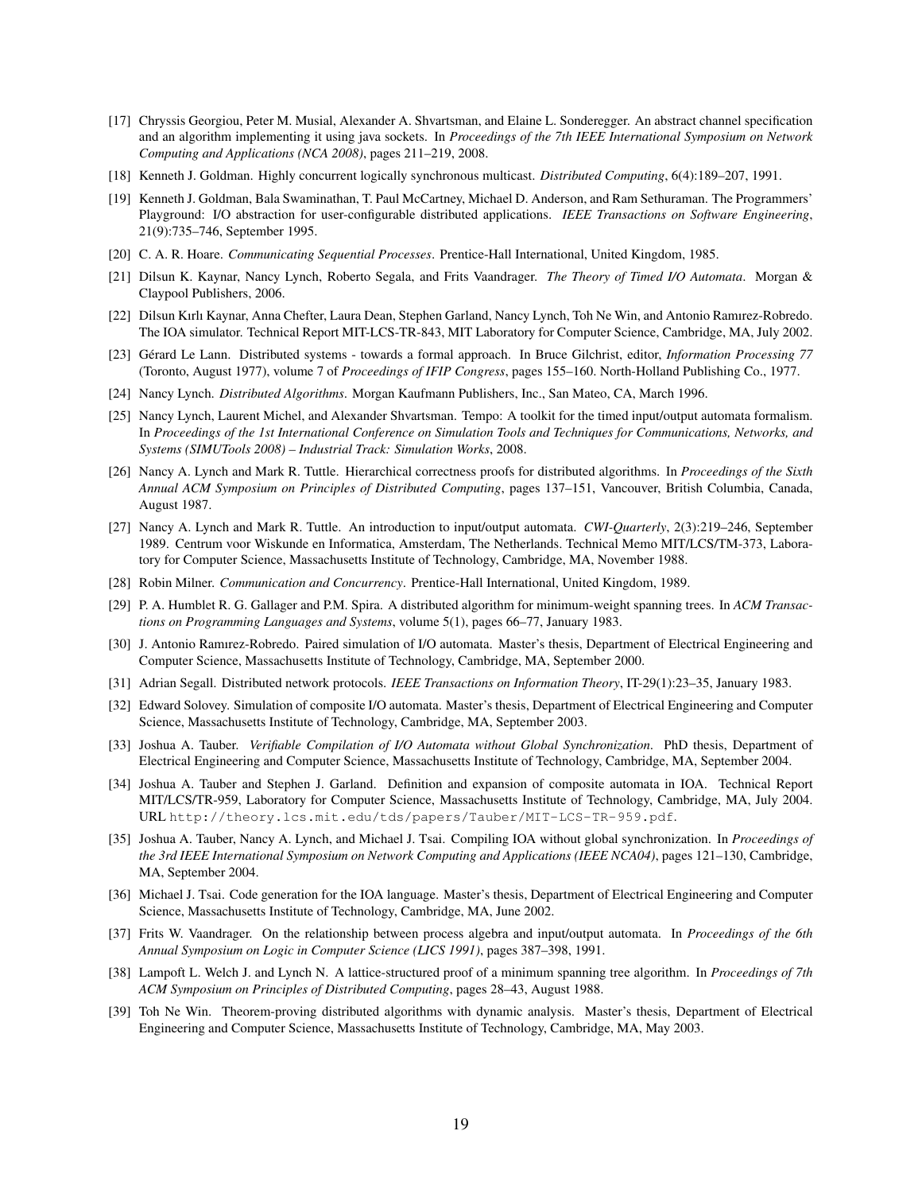[17] Chryssis Georgiou, Peter M. Musial, Alexander A. Shvartsman, and Elaine L. Sonderegger. An abstract channel specification and an algorithm implementing it using java sockets. In *Proceedings of the 7th IEEE International Symposium on Network Computing and Applications (NCA 2008)*, pages 211–219, 2008.

[18] Kenneth J. Goldman. Highly concurrent logically synchronous multicast. *Distributed Computing*, 6(4):189–207, 1991.

[19] Kenneth J. Goldman, Bala Swaminathan, T. Paul McCartney, Michael D. Anderson, and Ram Sethuraman. The Programmers' Playground: I/O abstraction for user-configurable distributed applications. *IEEE Transactions on Software Engineering*, 21(9):735–746, September 1995.

[20] C. A. R. Hoare. *Communicating Sequential Processes*. Prentice-Hall International, United Kingdom, 1985.

[21] Dilsun K. Kaynar, Nancy Lynch, Roberto Segala, and Frits Vaandrager. *The Theory of Timed I/O Automata*. Morgan & Claypool Publishers, 2006.

[22] Dilsun Kırlı Kaynar, Anna Chefter, Laura Dean, Stephen Garland, Nancy Lynch, Toh Ne Win, and Antonio Ramırez-Robredo. The IOA simulator. Technical Report MIT-LCS-TR-843, MIT Laboratory for Computer Science, Cambridge, MA, July 2002.

[23] Gérard Le Lann. Distributed systems - towards a formal approach. In Bruce Gilchrist, editor, *Information Processing 77* (Toronto, August 1977), volume 7 of *Proceedings of IFIP Congress*, pages 155–160. North-Holland Publishing Co., 1977.

[24] Nancy Lynch. *Distributed Algorithms*. Morgan Kaufmann Publishers, Inc., San Mateo, CA, March 1996.

[25] Nancy Lynch, Laurent Michel, and Alexander Shvartsman. Tempo: A toolkit for the timed input/output automata formalism. In *Proceedings of the 1st International Conference on Simulation Tools and Techniques for Communications, Networks, and Systems (SIMUTools 2008) – Industrial Track: Simulation Works*, 2008.

[26] Nancy A. Lynch and Mark R. Tuttle. Hierarchical correctness proofs for distributed algorithms. In *Proceedings of the Sixth Annual ACM Symposium on Principles of Distributed Computing*, pages 137–151, Vancouver, British Columbia, Canada, August 1987.

[27] Nancy A. Lynch and Mark R. Tuttle. An introduction to input/output automata. *CWI-Quarterly*, 2(3):219–246, September 1989. Centrum voor Wiskunde en Informatica, Amsterdam, The Netherlands. Technical Memo MIT/LCS/TM-373, Laboratory for Computer Science, Massachusetts Institute of Technology, Cambridge, MA, November 1988.

[28] Robin Milner. *Communication and Concurrency*. Prentice-Hall International, United Kingdom, 1989.

[29] P. A. Humblet R. G. Gallager and P.M. Spira. A distributed algorithm for minimum-weight spanning trees. In *ACM Transactions on Programming Languages and Systems*, volume 5(1), pages 66–77, January 1983.

[30] J. Antonio Ramırez-Robredo. Paired simulation of I/O automata. Master's thesis, Department of Electrical Engineering and Computer Science, Massachusetts Institute of Technology, Cambridge, MA, September 2000.

[31] Adrian Segall. Distributed network protocols. *IEEE Transactions on Information Theory*, IT-29(1):23–35, January 1983.

[32] Edward Solovey. Simulation of composite I/O automata. Master's thesis, Department of Electrical Engineering and Computer Science, Massachusetts Institute of Technology, Cambridge, MA, September 2003.

[33] Joshua A. Tauber. *Verifiable Compilation of I/O Automata without Global Synchronization*. PhD thesis, Department of Electrical Engineering and Computer Science, Massachusetts Institute of Technology, Cambridge, MA, September 2004.

[34] Joshua A. Tauber and Stephen J. Garland. Definition and expansion of composite automata in IOA. Technical Report MIT/LCS/TR-959, Laboratory for Computer Science, Massachusetts Institute of Technology, Cambridge, MA, July 2004. URL `http://theory.lcs.mit.edu/tds/papers/Tauber/MIT-LCS-TR-959.pdf`.

[35] Joshua A. Tauber, Nancy A. Lynch, and Michael J. Tsai. Compiling IOA without global synchronization. In *Proceedings of the 3rd IEEE International Symposium on Network Computing and Applications (IEEE NCA04)*, pages 121–130, Cambridge, MA, September 2004.

[36] Michael J. Tsai. Code generation for the IOA language. Master's thesis, Department of Electrical Engineering and Computer Science, Massachusetts Institute of Technology, Cambridge, MA, June 2002.

[37] Frits W. Vaandrager. On the relationship between process algebra and input/output automata. In *Proceedings of the 6th Annual Symposium on Logic in Computer Science (LICS 1991)*, pages 387–398, 1991.

[38] Lampoft L. Welch J. and Lynch N. A lattice-structured proof of a minimum spanning tree algorithm. In *Proceedings of 7th ACM Symposium on Principles of Distributed Computing*, pages 28–43, August 1988.

[39] Toh Ne Win. Theorem-proving distributed algorithms with dynamic analysis. Master's thesis, Department of Electrical Engineering and Computer Science, Massachusetts Institute of Technology, Cambridge, MA, May 2003.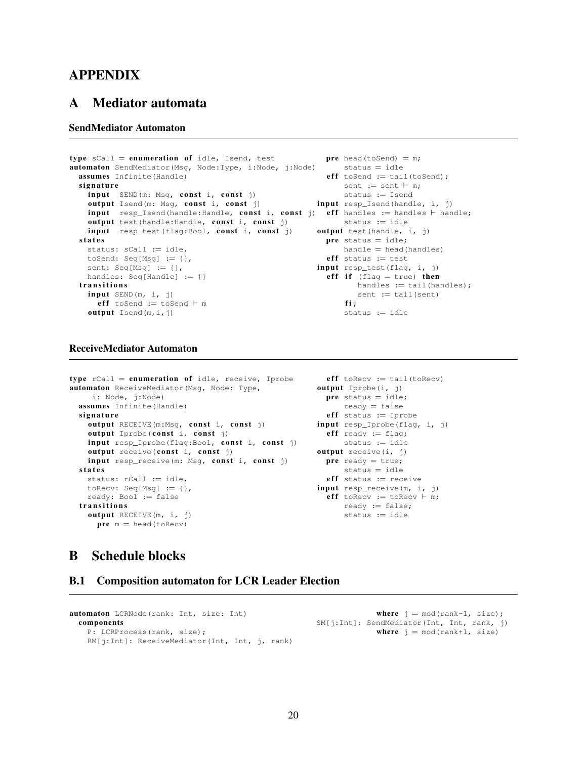# APPENDIX

# A Mediator automata

### SendMediator Automaton

```
type sCall = enumeration of idle, Isend, test
automaton SendMediator(Msg, Node:Type, i:Node, j:Node)
  assumes Infinite(Handle)
  signature
    input  SEND(m: Msg, const i, const j)
    output Isend(m: Msg, const i, const j)
    input  resp_Isend(handle:Handle, const i, const j)
    output test(handle:Handle, const i, const j)
    input  resp_test(flag:Bool, const i, const j)
  states
    status: sCall := idle,
    toSend: Seq[Msg] := {},
    sent: Seq[Msg] := {},
    handles: Seq[Handle] := {}
  transitions
    input SEND(m, i, j)
      eff toSend := toSend ⊢ m
    output Isend(m,i,j)
      pre head(toSend) = m;
          status = idle
      eff toSend := tail(toSend);
          sent := sent ⊢ m;
          status := Isend
    input resp_Isend(handle, i, j)
      eff handles := handles ⊢ handle;
          status := idle
    output test(handle, i, j)
      pre status = idle;
          handle = head(handles)
      eff status := test
    input resp_test(flag, i, j)
      eff if (flag = true) then
            handles := tail(handles);
            sent := tail(sent)
          fi;
          status := idle
```

### ReceiveMediator Automaton

```
type rCall = enumeration of idle, receive, Iprobe
automaton ReceiveMediator(Msg, Node: Type,
    i: Node, j:Node)
  assumes Infinite(Handle)
  signature
    output RECEIVE(m:Msg, const i, const j)
    output Iprobe(const i, const j)
    input resp_Iprobe(flag:Bool, const i, const j)
    output receive(const i, const j)
    input resp_receive(m: Msg, const i, const j)
  states
    status: rCall := idle,
    toRecv: Seq[Msg] := {},
    ready: Bool := false
  transitions
    output RECEIVE(m, i, j)
      pre m = head(toRecv)
      eff toRecv := tail(toRecv)
    output Iprobe(i, j)
      pre status = idle;
          ready = false
      eff status := Iprobe
    input resp_Iprobe(flag, i, j)
      eff ready := flag;
          status := idle
    output receive(i, j)
      pre ready = true;
          status = idle
      eff status := receive
    input resp_receive(m, i, j)
      eff toRecv := toRecv ⊢ m;
          ready := false;
          status := idle
```

# B Schedule blocks

## B.1 Composition automaton for LCR Leader Election

```
automaton LCRNode(rank: Int, size: Int)
  components
    P: LCRProcess(rank, size);
    RM[j:Int]: ReceiveMediator(Int, Int, j, rank)
                    where j = mod(rank-1, size);
    SM[j:Int]: SendMediator(Int, Int, rank, j)
                    where j = mod(rank+1, size)
```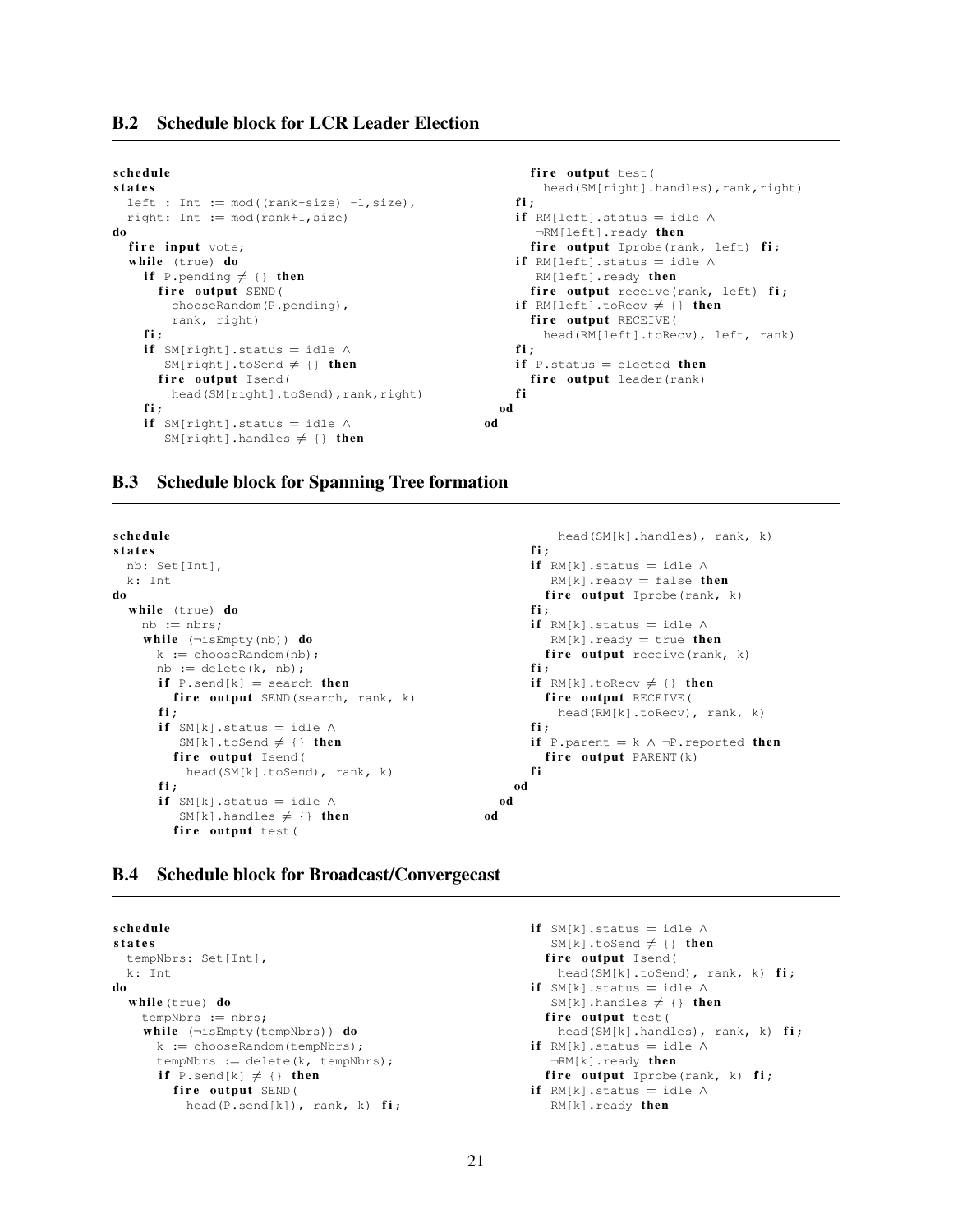### B.2 Schedule block for LCR Leader Election

```
schedule
states
  left : Int := mod((rank+size) -1,size),
  right: Int := mod(rank+1,size)
do
  fire input vote;
  while (true) do
    if P.pending ≠ {} then
      fire output SEND(
        chooseRandom(P.pending),
        rank, right)
    fi;
    if SM[right].status = idle ∧
       SM[right].toSend ≠ {} then
      fire output Isend(
        head(SM[right].toSend),rank,right)
    fi;
    if SM[right].status = idle ∧
       SM[right].handles ≠ {} then
      fire output test(
        head(SM[right].handles),rank,right)
    fi;
    if RM[left].status = idle ∧
       ¬RM[left].ready then
      fire output Iprobe(rank, left) fi;
    if RM[left].status = idle ∧
       RM[left].ready then
      fire output receive(rank, left) fi;
    if RM[left].toRecv ≠ {} then
      fire output RECEIVE(
        head(RM[left].toRecv), left, rank)
    fi;
    if P.status = elected then
      fire output leader(rank)
    fi
  od
od
```

### B.3 Schedule block for Spanning Tree formation

```
schedule
states
  nb: Set[Int],
  k: Int
do
  while (true) do
    nb := nbrs;
    while (¬isEmpty(nb)) do
      k := chooseRandom(nb);
      nb := delete(k, nb);
      if P.send[k] = search then
        fire output SEND(search, rank, k)
      fi;
      if SM[k].status = idle ∧
         SM[k].toSend ≠ {} then
        fire output Isend(
          head(SM[k].toSend), rank, k)
      fi;
      if SM[k].status = idle ∧
         SM[k].handles ≠ {} then
        fire output test(
          head(SM[k].handles), rank, k)
      fi;
      if RM[k].status = idle ∧
         RM[k].ready = false then
        fire output Iprobe(rank, k)
      fi;
      if RM[k].status = idle ∧
         RM[k].ready = true then
        fire output receive(rank, k)
      fi;
      if RM[k].toRecv ≠ {} then
        fire output RECEIVE(
          head(RM[k].toRecv), rank, k)
      fi;
      if P.parent = k ∧ ¬P.reported then
        fire output PARENT(k)
      fi
    od
  od
od
```

### B.4 Schedule block for Broadcast/Convergecast

```
schedule
states
  tempNbrs: Set[Int],
  k: Int
do
  while(true) do
    tempNbrs := nbrs;
    while (¬isEmpty(tempNbrs)) do
      k := chooseRandom(tempNbrs);
      tempNbrs := delete(k, tempNbrs);
      if P.send[k] ≠ {} then
        fire output SEND(
          head(P.send[k]), rank, k) fi;
      if SM[k].status = idle ∧
         SM[k].toSend ≠ {} then
        fire output Isend(
          head(SM[k].toSend), rank, k) fi;
      if SM[k].status = idle ∧
         SM[k].handles ≠ {} then
        fire output test(
          head(SM[k].handles), rank, k) fi;
      if RM[k].status = idle ∧
         ¬RM[k].ready then
        fire output Iprobe(rank, k) fi;
      if RM[k].status = idle ∧
         RM[k].ready then
```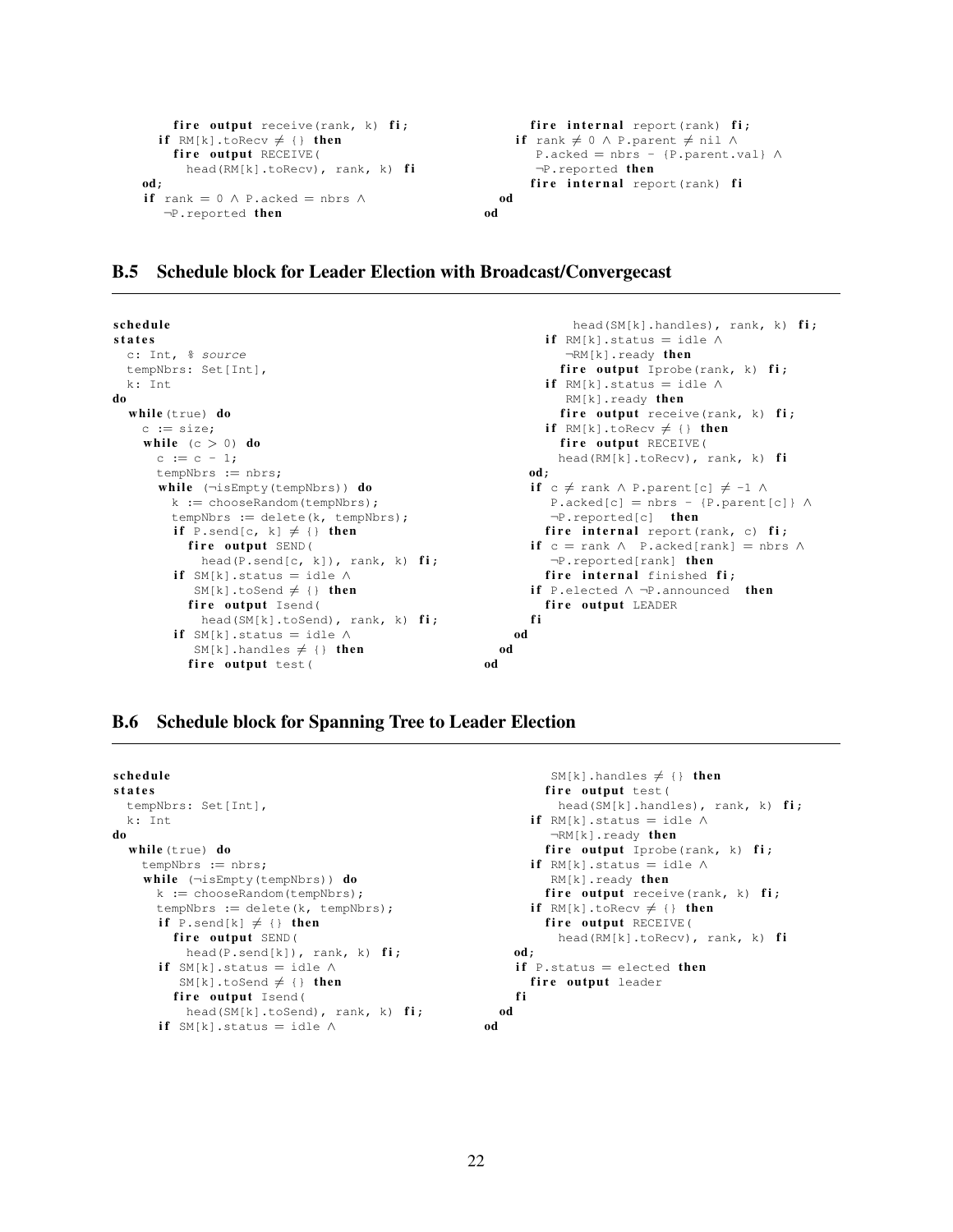```
        fire output receive(rank, k) fi;
      if RM[k].toRecv ≠ {} then
        fire output RECEIVE(
          head(RM[k].toRecv), rank, k) fi
    od;
    if rank = 0 ∧ P.acked = nbrs ∧
       ¬P.reported then
      fire internal report(rank) fi;
    if rank ≠ 0 ∧ P.parent ≠ nil ∧
       P.acked = nbrs - {P.parent.val} ∧
       ¬P.reported then
      fire internal report(rank) fi
  od
od
```

## B.5 Schedule block for Leader Election with Broadcast/Convergecast

```
schedule
states
  c: Int, % source
  tempNbrs: Set[Int],
  k: Int
do
  while(true) do
    c := size;
    while (c > 0) do
      c := c - 1;
      tempNbrs := nbrs;
      while (¬isEmpty(tempNbrs)) do
        k := chooseRandom(tempNbrs);
        tempNbrs := delete(k, tempNbrs);
        if P.send[c, k] ≠ {} then
          fire output SEND(
            head(P.send[c, k]), rank, k) fi;
        if SM[k].status = idle ∧
           SM[k].toSend ≠ {} then
          fire output Isend(
            head(SM[k].toSend), rank, k) fi;
        if SM[k].status = idle ∧
           SM[k].handles ≠ {} then
          fire output test(
            head(SM[k].handles), rank, k) fi;
        if RM[k].status = idle ∧
           ¬RM[k].ready then
          fire output Iprobe(rank, k) fi;
        if RM[k].status = idle ∧
           RM[k].ready then
          fire output receive(rank, k) fi;
        if RM[k].toRecv ≠ {} then
          fire output RECEIVE(
          head(RM[k].toRecv), rank, k) fi
      od;
      if c ≠ rank ∧ P.parent[c] ≠ -1 ∧
         P.acked[c] = nbrs - {P.parent[c]} ∧
         ¬P.reported[c]  then
        fire internal report(rank, c) fi;
      if c = rank ∧  P.acked[rank] = nbrs ∧
         ¬P.reported[rank] then
        fire internal finished fi;
      if P.elected ∧ ¬P.announced  then
        fire output LEADER
      fi
    od
  od
od
```

## B.6 Schedule block for Spanning Tree to Leader Election

```
schedule
states
  tempNbrs: Set[Int],
  k: Int
do
  while(true) do
    tempNbrs := nbrs;
    while (¬isEmpty(tempNbrs)) do
      k := chooseRandom(tempNbrs);
      tempNbrs := delete(k, tempNbrs);
      if P.send[k] ≠ {} then
        fire output SEND(
          head(P.send[k]), rank, k) fi;
      if SM[k].status = idle ∧
         SM[k].toSend ≠ {} then
        fire output Isend(
          head(SM[k].toSend), rank, k) fi;
      if SM[k].status = idle ∧
         SM[k].handles ≠ {} then
        fire output test(
          head(SM[k].handles), rank, k) fi;
      if RM[k].status = idle ∧
         ¬RM[k].ready then
        fire output Iprobe(rank, k) fi;
      if RM[k].status = idle ∧
         RM[k].ready then
        fire output receive(rank, k) fi;
      if RM[k].toRecv ≠ {} then
        fire output RECEIVE(
          head(RM[k].toRecv), rank, k) fi
    od;
    if P.status = elected then
      fire output leader
    fi
  od
od
```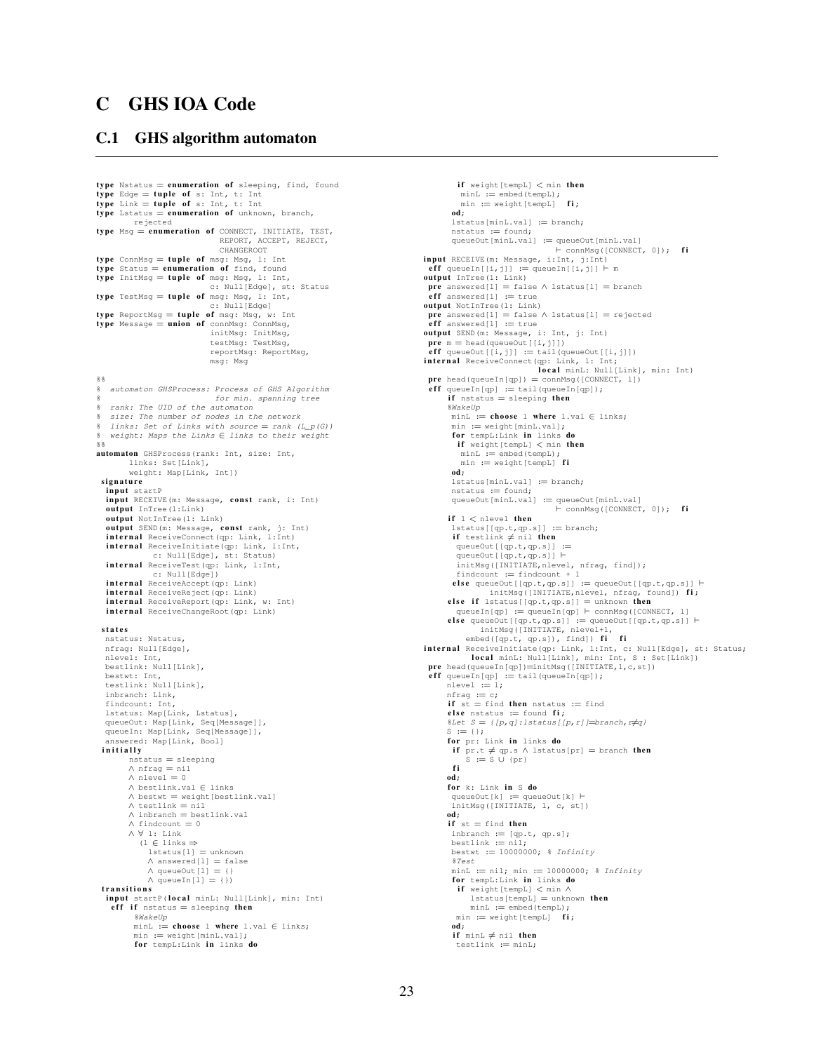# C GHS IOA Code

## C.1 GHS algorithm automaton

```
type Nstatus = enumeration of sleeping, find, found
type Edge = tuple of s: Int, t: Int
type Link = tuple of s: Int, t: Int
type Lstatus = enumeration of unknown, branch,
       rejected
type Msg = enumeration of CONNECT, INITIATE, TEST,
                          REPORT, ACCEPT, REJECT,
                          CHANGEROOT
type ConnMsg = tuple of msg: Msg, l: Int
type Status = enumeration of find, found
type InitMsg = tuple of msg: Msg, l: Int,
                        c: Null[Edge], st: Status
type TestMsg = tuple of msg: Msg, l: Int,
                        c: Null[Edge]
type ReportMsg = tuple of msg: Msg, w: Int
type Message = union of connMsg: ConnMsg,
                        initMsg: InitMsg,
                        testMsg: TestMsg,
                        reportMsg: ReportMsg,
                        msg: Msg

%%
%  automaton GHSProcess: Process of GHS Algorithm
%                        for min. spanning tree
%  rank: The UID of the automaton
%  size: The number of nodes in the network
%  links: Set of Links with source = rank (L_p(G))
%  weight: Maps the Links ∈ links to their weight
%%
automaton GHSProcess(rank: Int, size: Int,
       links: Set[Link],
       weight: Map[Link, Int])
 signature
  input startP
  input RECEIVE(m: Message, const rank, i: Int)
  output InTree(l:Link)
  output NotInTree(l: Link)
  output SEND(m: Message, const rank, j: Int)
  internal ReceiveConnect(qp: Link, l:Int)
  internal ReceiveInitiate(qp: Link, l:Int,
           c: Null[Edge], st: Status)
  internal ReceiveTest(qp: Link, l:Int,
           c: Null[Edge])
  internal ReceiveAccept(qp: Link)
  internal ReceiveReject(qp: Link)
  internal ReceiveReport(qp: Link, w: Int)
  internal ReceiveChangeRoot(qp: Link)

 states
  nstatus: Nstatus,
  nfrag: Null[Edge],
  nlevel: Int,
  bestlink: Null[Link],
  bestwt: Int,
  testlink: Null[Link],
  inbranch: Link,
  findcount: Int,
  lstatus: Map[Link, Lstatus],
  queueOut: Map[Link, Seq[Message]],
  queueIn: Map[Link, Seq[Message]],
  answered: Map[Link, Bool]
 initially
       nstatus = sleeping
       ∧ nfrag = nil
       ∧ nlevel = 0
       ∧ bestlink.val ∈ links
       ∧ bestwt = weight[bestlink.val]
       ∧ testlink = nil
       ∧ inbranch = bestlink.val
       ∧ findcount = 0
       ∧ ∀ l: Link
         (l ∈ links ⇒
            lstatus[l] = unknown
            ∧ answered[l] = false
            ∧ queueOut[l] = {}
            ∧ queueIn[l] = {})
 transitions
  input startP(local minL: Null[Link], min: Int)
   eff if nstatus = sleeping then
        %WakeUp
        minL := choose l where l.val ∈ links;
        min := weight[minL.val];
        for tempL:Link in links do
         if weight[tempL] < min then
          minL := embed(tempL);
          min := weight[tempL]  fi;
        od;
        lstatus[minL.val] := branch;
        nstatus := found;
        queueOut[minL.val] := queueOut[minL.val]
                              ⊢ connMsg([CONNECT, 0]);  fi
input RECEIVE(m: Message, i:Int, j:Int)
 eff queueIn[[i,j]] := queueIn[[i,j]] ⊢ m
output InTree(l: Link)
 pre answered[l] = false ∧ lstatus[l] = branch
 eff answered[l] := true
output NotInTree(l: Link)
 pre answered[l] = false ∧ lstatus[l] = rejected
 eff answered[l] := true
output SEND(m: Message, i: Int, j: Int)
 pre m = head(queueOut[[i,j]])
 eff queueOut[[i,j]] := tail(queueOut[[i,j]])
internal ReceiveConnect(qp: Link, l: Int;
                        local minL: Null[Link], min: Int)
 pre head(queueIn[qp]) = connMsg([CONNECT, l])
 eff queueIn[qp] := tail(queueIn[qp]);
     if nstatus = sleeping then
      %WakeUp
      minL := choose l where l.val ∈ links;
      min := weight[minL.val];
      for tempL:Link in links do
       if weight[tempL] < min then
        minL := embed(tempL);
        min := weight[tempL] fi
      od;
      lstatus[minL.val] := branch;
      nstatus := found;
      queueOut[minL.val] := queueOut[minL.val]
                            ⊢ connMsg([CONNECT, 0]);  fi
     if l < nlevel then
      lstatus[[qp.t,qp.s]] := branch;
      if testlink ≠ nil then
       queueOut[[qp.t,qp.s]] :=
       queueOut[[qp.t,qp.s]] ⊢
       initMsg([INITIATE,nlevel, nfrag, find]);
       findcount := findcount + 1
      else queueOut[[qp.t,qp.s]] := queueOut[[qp.t,qp.s]] ⊢
            initMsg([INITIATE,nlevel, nfrag, found]) fi;
     else if lstatus[[qp.t,qp.s]] = unknown then
       queueIn[qp] := queueIn[qp] ⊢ connMsg([CONNECT, l])
     else queueOut[[qp.t,qp.s]] := queueOut[[qp.t,qp.s]] ⊢
           initMsg([INITIATE, nlevel+1,
         embed([qp.t, qp.s]), find]) fi  fi
internal ReceiveInitiate(qp: Link, l:Int, c: Null[Edge], st: Status;
         local minL: Null[Link], min: Int, S : Set[Link])
 pre head(queueIn[qp])=initMsg([INITIATE,l,c,st])
 eff queueIn[qp] := tail(queueIn[qp]);
     nlevel := l;
     nfrag := c;
     if st = find then nstatus := find
     else nstatus := found fi;
     %Let S = {[p,q]:lstatus[[p,r]]=branch,r≠q}
     S := {};
     for pr: Link in links do
      if pr.t ≠ qp.s ∧ lstatus[pr] = branch then
         S := S ∪ {pr}
      fi
     od;
     for k: Link in S do
      queueOut[k] := queueOut[k] ⊢
      initMsg([INITIATE, l, c, st])
     od;
     if st = find then
      inbranch := [qp.t, qp.s];
      bestlink := nil;
      bestwt := 10000000; % Infinity
      %Test
      minL := nil; min := 10000000; % Infinity
      for tempL:Link in links do
       if weight[tempL] < min ∧
          lstatus[tempL] = unknown then
          minL := embed(tempL);
       min := weight[tempL]  fi;
     od;
     if minL ≠ nil then
      testlink := minL;
```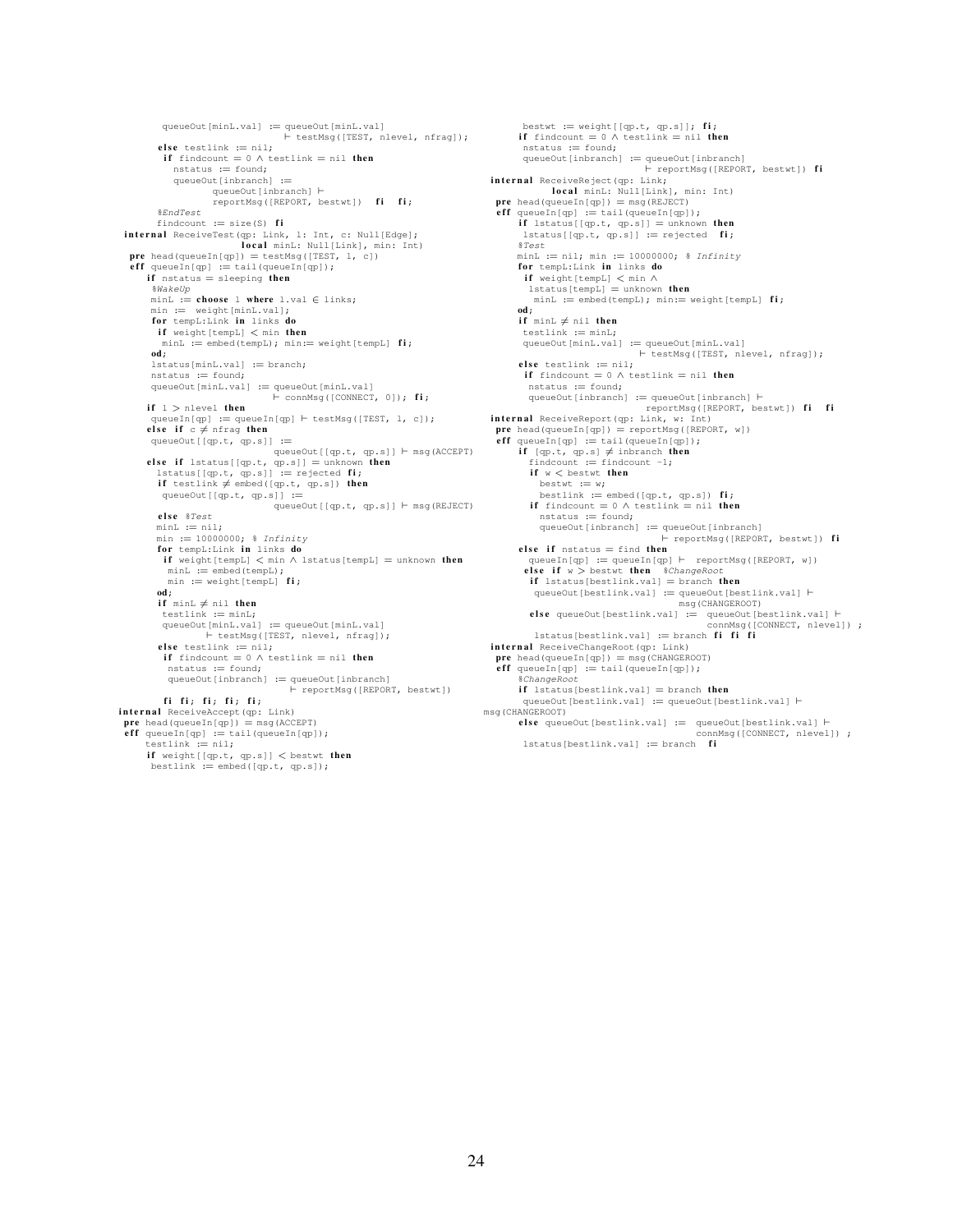```
        queueOut[minL.val] := queueOut[minL.val]
                                ⊢ testMsg([TEST, nlevel, nfrag]);
       else testlink := nil;
        if findcount = 0 ∧ testlink = nil then
          nstatus := found;
          queueOut[inbranch] :=
                  queueOut[inbranch] ⊢
                  reportMsg([REPORT, bestwt])   fi   fi;
       %EndTest
       findcount := size(S) fi
internal ReceiveTest(qp: Link, l: Int, c: Null[Edge];
                     local minL: Null[Link], min: Int)
  pre head(queueIn[qp]) = testMsg([TEST, l, c])
  eff queueIn[qp] := tail(queueIn[qp]);
      if nstatus = sleeping then
       %WakeUp
       minL := choose l where l.val ∈ links;
       min := weight[minL.val];
       for tempL:Link in links do
        if weight[tempL] < min then
         minL := embed(tempL); min:= weight[tempL] fi;
       od;
       lstatus[minL.val] := branch;
       nstatus := found;
       queueOut[minL.val] := queueOut[minL.val]
                             ⊢ connMsg([CONNECT, 0]); fi;
      if l > nlevel then
       queueIn[qp] := queueIn[qp] ⊢ testMsg([TEST, l, c]);
      else if c ≠ nfrag then
       queueOut[[qp.t, qp.s]] :=
                             queueOut[[qp.t, qp.s]] ⊢ msg(ACCEPT)
      else if lstatus[[qp.t, qp.s]] = unknown then
        lstatus[[qp.t, qp.s]] := rejected fi;
        if testlink ≠ embed([qp.t, qp.s]) then
         queueOut[[qp.t, qp.s]] :=
                             queueOut[[qp.t, qp.s]] ⊢ msg(REJECT)
        else %Test
        minL := nil;
        min := 10000000; % Infinity
        for tempL:Link in links do
         if weight[tempL] < min ∧ lstatus[tempL] = unknown then
          minL := embed(tempL);
          min := weight[tempL] fi;
        od;
        if minL ≠ nil then
         testlink := minL;
         queueOut[minL.val] := queueOut[minL.val]
                 ⊢ testMsg([TEST, nlevel, nfrag]);
        else testlink := nil;
         if findcount = 0 ∧ testlink = nil then
          nstatus := found;
          queueOut[inbranch] := queueOut[inbranch]
                                ⊢ reportMsg([REPORT, bestwt])
        fi fi; fi; fi; fi;
internal ReceiveAccept(qp: Link)
 pre head(queueIn[qp]) = msg(ACCEPT)
 eff queueIn[qp] := tail(queueIn[qp]);
     testlink := nil;
     if weight[[qp.t, qp.s]] < bestwt then
      bestlink := embed([qp.t, qp.s]);
      bestwt := weight[[qp.t, qp.s]]; fi;
     if findcount = 0 ∧ testlink = nil then
      nstatus := found;
      queueOut[inbranch] := queueOut[inbranch]
                            ⊢ reportMsg([REPORT, bestwt]) fi
internal ReceiveReject(qp: Link;
           local minL: Null[Link], min: Int)
 pre head(queueIn[qp]) = msg(REJECT)
 eff queueIn[qp] := tail(queueIn[qp]);
     if lstatus[[qp.t, qp.s]] = unknown then
      lstatus[[qp.t, qp.s]] := rejected   fi;
     %Test
     minL := nil; min := 10000000; % Infinity
     for tempL:Link in links do
      if weight[tempL] < min ∧
       lstatus[tempL] = unknown then
        minL := embed(tempL); min:= weight[tempL] fi;
     od;
     if minL ≠ nil then
      testlink := minL;
      queueOut[minL.val] := queueOut[minL.val]
                            ⊢ testMsg([TEST, nlevel, nfrag]);
     else testlink := nil;
      if findcount = 0 ∧ testlink = nil then
       nstatus := found;
       queueOut[inbranch] := queueOut[inbranch] ⊢
                             reportMsg([REPORT, bestwt]) fi   fi
internal ReceiveReport(qp: Link, w: Int)
 pre head(queueIn[qp]) = reportMsg([REPORT, w])
 eff queueIn[qp] := tail(queueIn[qp]);
     if [qp.t, qp.s] ≠ inbranch then
      findcount := findcount -1;
      if w < bestwt then
       bestwt := w;
       bestlink := embed([qp.t, qp.s]) fi;
      if findcount = 0 ∧ testlink = nil then
       nstatus := found;
       queueOut[inbranch] := queueOut[inbranch]
                             ⊢ reportMsg([REPORT, bestwt]) fi
     else if nstatus = find then
      queueIn[qp] := queueIn[qp] ⊢  reportMsg([REPORT, w])
     else if w > bestwt then  %ChangeRoot
      if lstatus[bestlink.val] = branch then
       queueOut[bestlink.val] := queueOut[bestlink.val] ⊢
                                 msg(CHANGEROOT)
      else queueOut[bestlink.val] :=  queueOut[bestlink.val] ⊢
                                      connMsg([CONNECT, nlevel]) ;
       lstatus[bestlink.val] := branch fi fi fi
internal ReceiveChangeRoot(qp: Link)
 pre head(queueIn[qp]) = msg(CHANGEROOT)
 eff queueIn[qp] := tail(queueIn[qp]);
     %ChangeRoot
     if lstatus[bestlink.val] = branch then
      queueOut[bestlink.val] := queueOut[bestlink.val] ⊢
msg(CHANGEROOT)
     else queueOut[bestlink.val] :=  queueOut[bestlink.val] ⊢
                                     connMsg([CONNECT, nlevel]) ;
      lstatus[bestlink.val] := branch   fi
```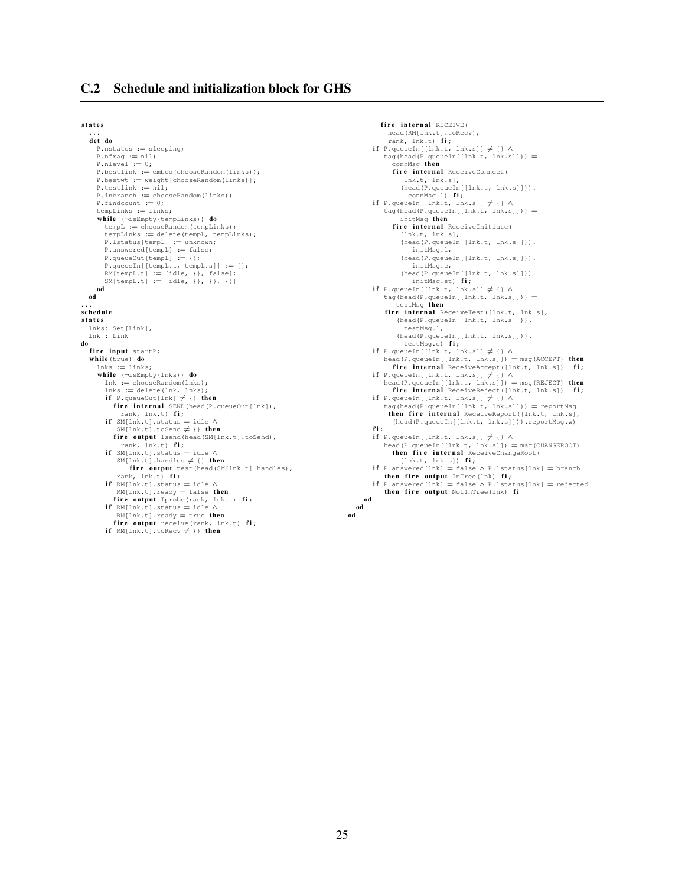## C.2 Schedule and initialization block for GHS

```
states
  ...
  det do
    P.nstatus := sleeping;
    P.nfrag := nil;
    P.nlevel := 0;
    P.bestlink := embed(chooseRandom(links));
    P.bestwt := weight[chooseRandom(links)];
    P.testlink := nil;
    P.inbranch := chooseRandom(links);
    P.findcount := 0;
    tempLinks := links;
    while (¬isEmpty(tempLinks)) do
      tempL := chooseRandom(tempLinks);
      tempLinks := delete(tempL, tempLinks);
      P.lstatus[tempL] := unknown;
      P.answered[tempL] := false;
      P.queueOut[tempL] := {};
      P.queueIn[[tempL.t, tempL.s]] := {};
      RM[tempL.t] := [idle, {}, false];
      SM[tempL.t] := [idle, {}, {}, {}]
    od
  od
...
schedule
states
  lnks: Set[Link],
  lnk : Link
do
  fire input startP;
  while(true) do
    lnks := links;
    while (¬isEmpty(lnks)) do
      lnk := chooseRandom(lnks);
      lnks := delete(lnk, lnks);
      if P.queueOut[lnk] ≠ {} then
        fire internal SEND(head(P.queueOut[lnk]),
          rank, lnk.t) fi;
      if SM[lnk.t].status = idle ∧
         SM[lnk.t].toSend ≠ {} then
        fire output Isend(head(SM[lnk.t].toSend),
          rank, lnk.t) fi;
      if SM[lnk.t].status = idle ∧
         SM[lnk.t].handles ≠ {} then
            fire output test(head(SM[lnk.t].handles),
          rank, lnk.t) fi;
      if RM[lnk.t].status = idle ∧
         RM[lnk.t].ready = false then
        fire output Iprobe(rank, lnk.t) fi;
      if RM[lnk.t].status = idle ∧
         RM[lnk.t].ready = true then
        fire output receive(rank, lnk.t) fi;
      if RM[lnk.t].toRecv ≠ {} then
        fire internal RECEIVE(
          head(RM[lnk.t].toRecv),
          rank, lnk.t) fi;
      if P.queueIn[[lnk.t, lnk.s]] ≠ {} ∧
         tag(head(P.queueIn[[lnk.t, lnk.s]])) =
           connMsg then
           fire internal ReceiveConnect(
             [lnk.t, lnk.s],
             (head(P.queueIn[[lnk.t, lnk.s]])).
               connMsg.l) fi;
      if P.queueIn[[lnk.t, lnk.s]] ≠ {} ∧
         tag(head(P.queueIn[[lnk.t, lnk.s]])) =
             initMsg then
           fire internal ReceiveInitiate(
             [lnk.t, lnk.s],
             (head(P.queueIn[[lnk.t, lnk.s]])).
               initMsg.l,
             (head(P.queueIn[[lnk.t, lnk.s]])).
               initMsg.c,
             (head(P.queueIn[[lnk.t, lnk.s]])).
               initMsg.st) fi;
      if P.queueIn[[lnk.t, lnk.s]] ≠ {} ∧
         tag(head(P.queueIn[[lnk.t, lnk.s]])) =
            testMsg then
          fire internal ReceiveTest([lnk.t, lnk.s],
            (head(P.queueIn[[lnk.t, lnk.s]])).
             testMsg.l,
            (head(P.queueIn[[lnk.t, lnk.s]])).
             testMsg.c) fi;
      if P.queueIn[[lnk.t, lnk.s]] ≠ {} ∧
         head(P.queueIn[[lnk.t, lnk.s]]) = msg(ACCEPT) then
           fire internal ReceiveAccept([lnk.t, lnk.s])  fi;
      if P.queueIn[[lnk.t, lnk.s]] ≠ {} ∧
         head(P.queueIn[[lnk.t, lnk.s]]) = msg(REJECT) then
           fire internal ReceiveReject([lnk.t, lnk.s])  fi;
      if P.queueIn[[lnk.t, lnk.s]] ≠ {} ∧
         tag(head(P.queueIn[[lnk.t, lnk.s]])) = reportMsg
          then fire internal ReceiveReport([lnk.t, lnk.s],
           (head(P.queueIn[[lnk.t, lnk.s]])).reportMsg.w)
      fi;
      if P.queueIn[[lnk.t, lnk.s]] ≠ {} ∧
         head(P.queueIn[[lnk.t, lnk.s]]) = msg(CHANGEROOT)
           then fire internal ReceiveChangeRoot(
             [lnk.t, lnk.s]) fi;
      if P.answered[lnk] = false ∧ P.lstatus[lnk] = branch
         then fire output InTree(lnk) fi;
      if P.answered[lnk] = false ∧ P.lstatus[lnk] = rejected
         then fire output NotInTree(lnk) fi
    od
  od
od
```